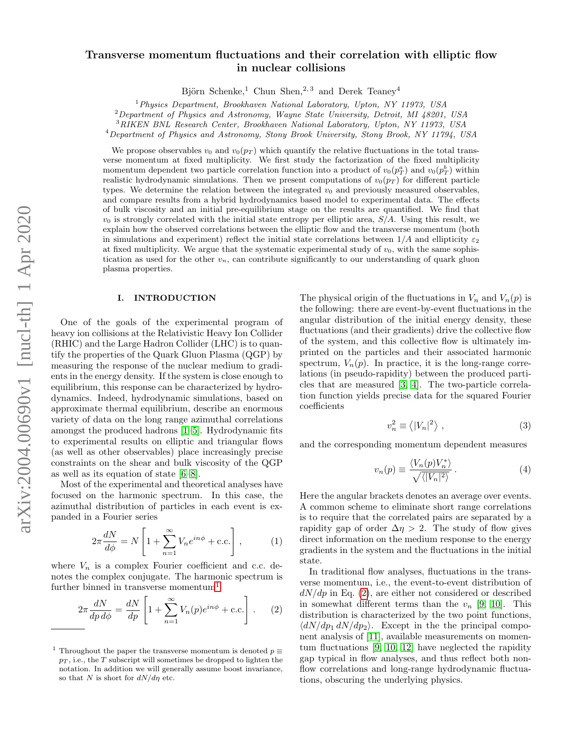# Transverse momentum fluctuations and their correlation with elliptic flow in nuclear collisions

Björn Schenke,[1] Chun Shen,[2,3] and Derek Teaney[4]

[1] *Physics Department, Brookhaven National Laboratory, Upton, NY 11973, USA*
[2] *Department of Physics and Astronomy, Wayne State University, Detroit, MI 48201, USA*
[3] *RIKEN BNL Research Center, Brookhaven National Laboratory, Upton, NY 11973, USA*
[4] *Department of Physics and Astronomy, Stony Brook University, Stony Brook, NY 11794, USA*

We propose observables $v_0$ and $v_0(p_T)$ which quantify the relative fluctuations in the total transverse momentum at fixed multiplicity. We first study the factorization of the fixed multiplicity momentum dependent two particle correlation function into a product of $v_0(p_T^a)$ and $v_0(p_T^b)$ within realistic hydrodynamic simulations. Then we present computations of $v_0(p_T)$ for different particle types. We determine the relation between the integrated $v_0$ and previously measured observables, and compare results from a hybrid hydrodynamics based model to experimental data. The effects of bulk viscosity and an initial pre-equilibrium stage on the results are quantified. We find that $v_0$ is strongly correlated with the initial state entropy per elliptic area, $S/A$. Using this result, we explain how the observed correlations between the elliptic flow and the transverse momentum (both in simulations and experiment) reflect the initial state correlations between $1/A$ and ellipticity $\varepsilon_2$ at fixed multiplicity. We argue that the systematic experimental study of $v_0$, with the same sophistication as used for the other $v_n$, can contribute significantly to our understanding of quark gluon plasma properties.

## I. INTRODUCTION

One of the goals of the experimental program of heavy ion collisions at the Relativistic Heavy Ion Collider (RHIC) and the Large Hadron Collider (LHC) is to quantify the properties of the Quark Gluon Plasma (QGP) by measuring the response of the nuclear medium to gradients in the energy density. If the system is close enough to equilibrium, this response can be characterized by hydrodynamics. Indeed, hydrodynamic simulations, based on approximate thermal equilibrium, describe an enormous variety of data on the long range azimuthal correlations amongst the produced hadrons [1–5]. Hydrodynamic fits to experimental results on elliptic and triangular flows (as well as other observables) place increasingly precise constraints on the shear and bulk viscosity of the QGP as well as its equation of state [6–8].

Most of the experimental and theoretical analyses have focused on the harmonic spectrum. In this case, the azimuthal distribution of particles in each event is expanded in a Fourier series

$$2\pi \frac{dN}{d\phi} = N\left[1 + \sum_{n=1}^{\infty} V_n e^{in\phi} + \text{c.c.}\right], \tag{1}$$

where $V_n$ is a complex Fourier coefficient and c.c. denotes the complex conjugate. The harmonic spectrum is further binned in transverse momentum[1]

$$2\pi \frac{dN}{dp\, d\phi} = \frac{dN}{dp}\left[1 + \sum_{n=1}^{\infty} V_n(p) e^{in\phi} + \text{c.c.}\right]. \tag{2}$$

The physical origin of the fluctuations in $V_n$ and $V_n(p)$ is the following: there are event-by-event fluctuations in the angular distribution of the initial energy density, these fluctuations (and their gradients) drive the collective flow of the system, and this collective flow is ultimately imprinted on the particles and their associated harmonic spectrum, $V_n(p)$. In practice, it is the long-range correlations (in pseudo-rapidity) between the produced particles that are measured [3, 4]. The two-particle correlation function yields precise data for the squared Fourier coefficients

$$v_n^2 \equiv \left\langle |V_n|^2 \right\rangle, \tag{3}$$

and the corresponding momentum dependent measures

$$v_n(p) \equiv \frac{\langle V_n(p) V_n^* \rangle}{\sqrt{\langle |V_n|^2 \rangle}}. \tag{4}$$

Here the angular brackets denotes an average over events. A common scheme to eliminate short range correlations is to require that the correlated pairs are separated by a rapidity gap of order $\Delta\eta > 2$. The study of flow gives direct information on the medium response to the energy gradients in the system and the fluctuations in the initial state.

In traditional flow analyses, fluctuations in the transverse momentum, i.e., the event-to-event distribution of $dN/dp$ in Eq. (2), are either not considered or described in somewhat different terms than the $v_n$ [9, 10]. This distribution is characterized by the two point functions, $\langle dN/dp_1\, dN/dp_2 \rangle$. Except in the the principal component analysis of [11], available measurements on momentum fluctuations [9, 10, 12] have neglected the rapidity gap typical in flow analyses, and thus reflect both nonflow correlations and long-range hydrodynamic fluctuations, obscuring the underlying physics.

[1] Throughout the paper the transverse momentum is denoted $p \equiv p_T$, i.e., the $T$ subscript will sometimes be dropped to lighten the notation. In addition we will generally assume boost invariance, so that $N$ is short for $dN/d\eta$ etc.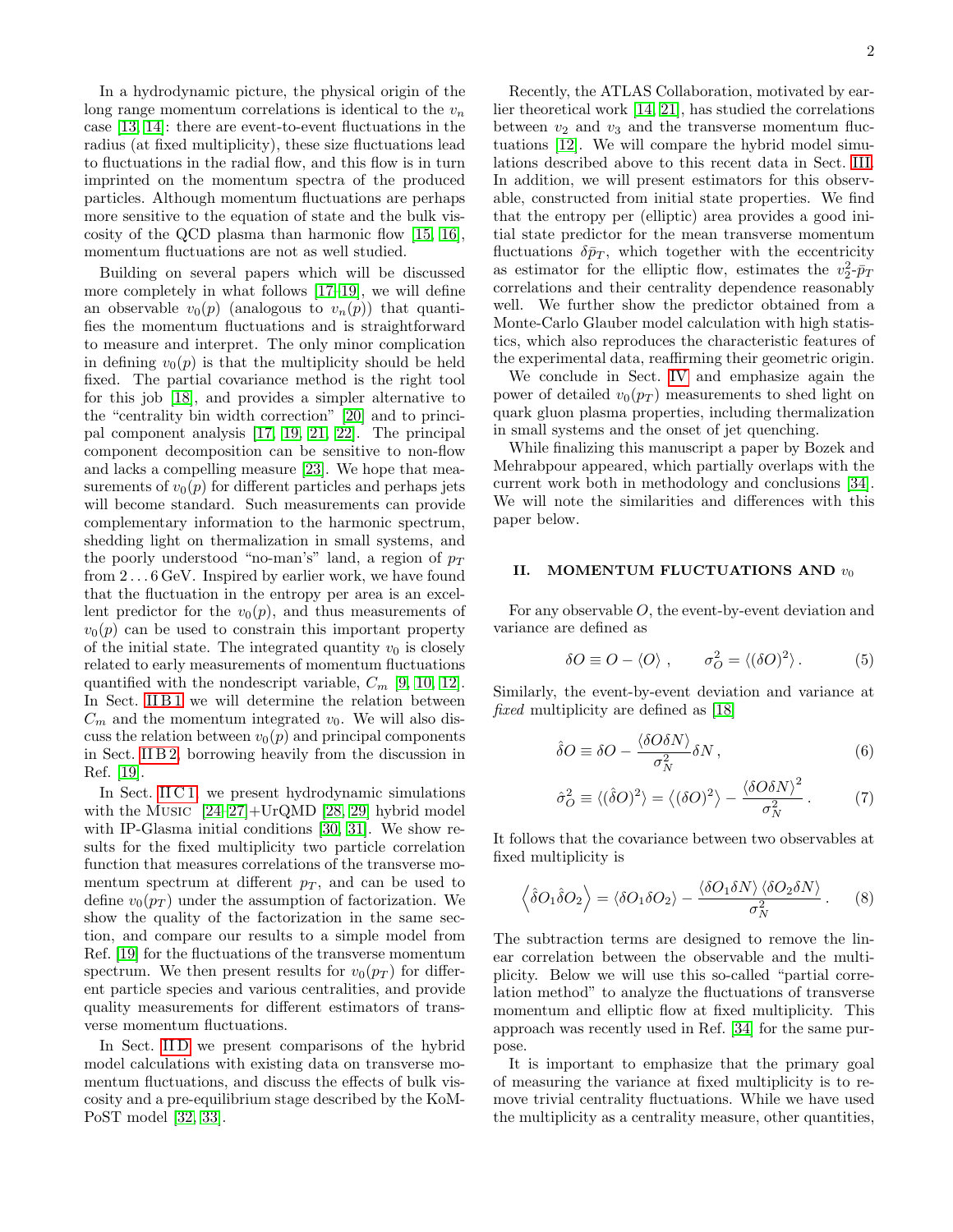In a hydrodynamic picture, the physical origin of the long range momentum correlations is identical to the $v_n$ case [13, 14]: there are event-to-event fluctuations in the radius (at fixed multiplicity), these size fluctuations lead to fluctuations in the radial flow, and this flow is in turn imprinted on the momentum spectra of the produced particles. Although momentum fluctuations are perhaps more sensitive to the equation of state and the bulk viscosity of the QCD plasma than harmonic flow [15, 16], momentum fluctuations are not as well studied.

Building on several papers which will be discussed more completely in what follows [17–19], we will define an observable $v_0(p)$ (analogous to $v_n(p)$) that quantifies the momentum fluctuations and is straightforward to measure and interpret. The only minor complication in defining $v_0(p)$ is that the multiplicity should be held fixed. The partial covariance method is the right tool for this job [18], and provides a simpler alternative to the "centrality bin width correction" [20] and to principal component analysis [17, 19, 21, 22]. The principal component decomposition can be sensitive to non-flow and lacks a compelling measure [23]. We hope that measurements of $v_0(p)$ for different particles and perhaps jets will become standard. Such measurements can provide complementary information to the harmonic spectrum, shedding light on thermalization in small systems, and the poorly understood "no-man's" land, a region of $p_T$ from $2 \ldots 6\,\mathrm{GeV}$. Inspired by earlier work, we have found that the fluctuation in the entropy per area is an excellent predictor for the $v_0(p)$, and thus measurements of $v_0(p)$ can be used to constrain this important property of the initial state. The integrated quantity $v_0$ is closely related to early measurements of momentum fluctuations quantified with the nondescript variable, $C_m$ [9, 10, 12]. In Sect. II B 1 we will determine the relation between $C_m$ and the momentum integrated $v_0$. We will also discuss the relation between $v_0(p)$ and principal components in Sect. II B 2, borrowing heavily from the discussion in Ref. [19].

In Sect. II C 1, we present hydrodynamic simulations with the MUSIC [24–27]+UrQMD [28, 29] hybrid model with IP-Glasma initial conditions [30, 31]. We show results for the fixed multiplicity two particle correlation function that measures correlations of the transverse momentum spectrum at different $p_T$, and can be used to define $v_0(p_T)$ under the assumption of factorization. We show the quality of the factorization in the same section, and compare our results to a simple model from Ref. [19] for the fluctuations of the transverse momentum spectrum. We then present results for $v_0(p_T)$ for different particle species and various centralities, and provide quality measurements for different estimators of transverse momentum fluctuations.

In Sect. II D we present comparisons of the hybrid model calculations with existing data on transverse momentum fluctuations, and discuss the effects of bulk viscosity and a pre-equilibrium stage described by the KoMPoST model [32, 33].

Recently, the ATLAS Collaboration, motivated by earlier theoretical work [14, 21], has studied the correlations between $v_2$ and $v_3$ and the transverse momentum fluctuations [12]. We will compare the hybrid model simulations described above to this recent data in Sect. III. In addition, we will present estimators for this observable, constructed from initial state properties. We find that the entropy per (elliptic) area provides a good initial state predictor for the mean transverse momentum fluctuations $\delta\bar{p}_T$, which together with the eccentricity as estimator for the elliptic flow, estimates the $v_2^2$-$\bar{p}_T$ correlations and their centrality dependence reasonably well. We further show the predictor obtained from a Monte-Carlo Glauber model calculation with high statistics, which also reproduces the characteristic features of the experimental data, reaffirming their geometric origin.

We conclude in Sect. IV and emphasize again the power of detailed $v_0(p_T)$ measurements to shed light on quark gluon plasma properties, including thermalization in small systems and the onset of jet quenching.

While finalizing this manuscript a paper by Bozek and Mehrabpour appeared, which partially overlaps with the current work both in methodology and conclusions [34]. We will note the similarities and differences with this paper below.

## II. MOMENTUM FLUCTUATIONS AND $v_0$

For any observable $O$, the event-by-event deviation and variance are defined as

$$\delta O \equiv O - \langle O \rangle \, , \qquad \sigma_O^2 = \langle (\delta O)^2 \rangle \, . \tag{5}$$

Similarly, the event-by-event deviation and variance at *fixed* multiplicity are defined as [18]

$$\hat{\delta} O \equiv \delta O - \frac{\langle \delta O \delta N \rangle}{\sigma_N^2} \delta N \, , \tag{6}$$

$$\hat{\sigma}_O^2 \equiv \langle (\hat{\delta} O)^2 \rangle = \left\langle (\delta O)^2 \right\rangle - \frac{\langle \delta O \delta N \rangle^2}{\sigma_N^2} \, . \tag{7}$$

It follows that the covariance between two observables at fixed multiplicity is

$$\left\langle \hat{\delta} O_1 \hat{\delta} O_2 \right\rangle = \langle \delta O_1 \delta O_2 \rangle - \frac{\langle \delta O_1 \delta N \rangle \langle \delta O_2 \delta N \rangle}{\sigma_N^2} \, . \tag{8}$$

The subtraction terms are designed to remove the linear correlation between the observable and the multiplicity. Below we will use this so-called "partial correlation method" to analyze the fluctuations of transverse momentum and elliptic flow at fixed multiplicity. This approach was recently used in Ref. [34] for the same purpose.

It is important to emphasize that the primary goal of measuring the variance at fixed multiplicity is to remove trivial centrality fluctuations. While we have used the multiplicity as a centrality measure, other quantities,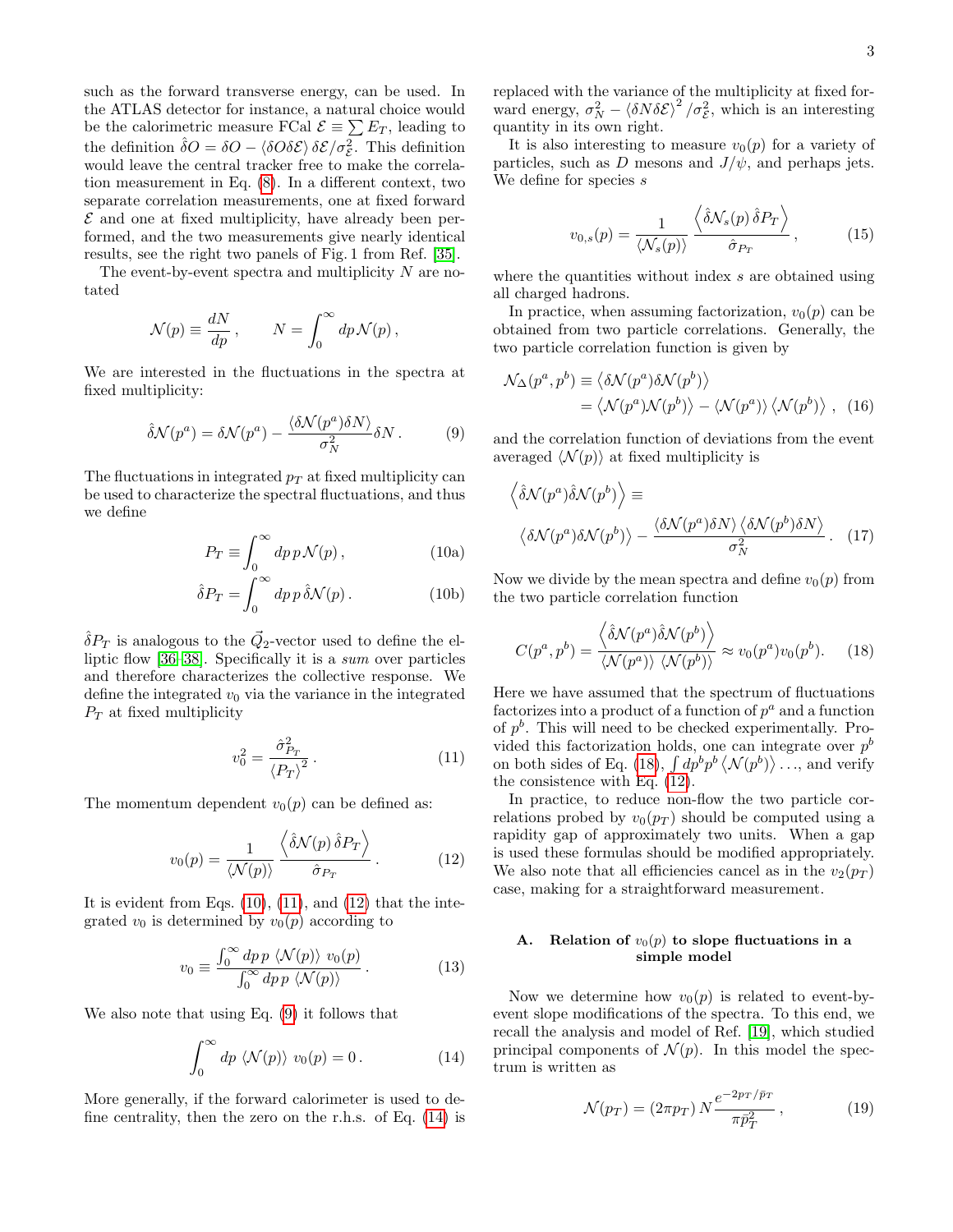such as the forward transverse energy, can be used. In the ATLAS detector for instance, a natural choice would be the calorimetric measure FCal $\mathcal{E} \equiv \sum E_T$, leading to the definition $\hat{\delta} O = \delta O - \langle \delta O \delta \mathcal{E} \rangle \delta \mathcal{E} / \sigma_{\mathcal{E}}^2$. This definition would leave the central tracker free to make the correlation measurement in Eq. (8). In a different context, two separate correlation measurements, one at fixed forward $\mathcal{E}$ and one at fixed multiplicity, have already been performed, and the two measurements give nearly identical results, see the right two panels of Fig. 1 from Ref. [35].

The event-by-event spectra and multiplicity $N$ are notated

$$\mathcal{N}(p) \equiv \frac{dN}{dp}\,, \qquad N = \int_0^\infty dp\, \mathcal{N}(p)\,,$$

We are interested in the fluctuations in the spectra at fixed multiplicity:

$$\hat{\delta}\mathcal{N}(p^a) = \delta \mathcal{N}(p^a) - \frac{\langle \delta \mathcal{N}(p^a) \delta N \rangle}{\sigma_N^2} \delta N\,. \tag{9}$$

The fluctuations in integrated $p_T$ at fixed multiplicity can be used to characterize the spectral fluctuations, and thus we define

$$P_T \equiv \int_0^\infty dp\, p\, \mathcal{N}(p)\,, \tag{10a}$$

$$\hat{\delta} P_T = \int_0^\infty dp\, p\, \hat{\delta}\mathcal{N}(p)\,. \tag{10b}$$

$\hat{\delta} P_T$ is analogous to the $\vec{Q}_2$-vector used to define the elliptic flow [36–38]. Specifically it is a *sum* over particles and therefore characterizes the collective response. We define the integrated $v_0$ via the variance in the integrated $P_T$ at fixed multiplicity

$$v_0^2 = \frac{\hat{\sigma}_{P_T}^2}{\langle P_T \rangle^2}\,. \tag{11}$$

The momentum dependent $v_0(p)$ can be defined as:

$$v_0(p) = \frac{1}{\langle \mathcal{N}(p) \rangle} \frac{\left\langle \hat{\delta}\mathcal{N}(p)\, \hat{\delta} P_T \right\rangle}{\hat{\sigma}_{P_T}}\,. \tag{12}$$

It is evident from Eqs. (10), (11), and (12) that the integrated $v_0$ is determined by $v_0(p)$ according to

$$v_0 \equiv \frac{\int_0^\infty dp\, p\, \langle \mathcal{N}(p) \rangle\, v_0(p)}{\int_0^\infty dp\, p\, \langle \mathcal{N}(p) \rangle}\,. \tag{13}$$

We also note that using Eq. (9) it follows that

$$\int_0^\infty dp\, \langle \mathcal{N}(p) \rangle\, v_0(p) = 0\,. \tag{14}$$

More generally, if the forward calorimeter is used to define centrality, then the zero on the r.h.s. of Eq. (14) is replaced with the variance of the multiplicity at fixed forward energy, $\sigma_N^2 - \langle \delta N \delta \mathcal{E} \rangle^2 / \sigma_{\mathcal{E}}^2$, which is an interesting quantity in its own right.

It is also interesting to measure $v_0(p)$ for a variety of particles, such as $D$ mesons and $J/\psi$, and perhaps jets. We define for species $s$

$$v_{0,s}(p) = \frac{1}{\langle \mathcal{N}_s(p) \rangle} \frac{\left\langle \hat{\delta}\mathcal{N}_s(p)\, \hat{\delta} P_T \right\rangle}{\hat{\sigma}_{P_T}}\,, \tag{15}$$

where the quantities without index $s$ are obtained using all charged hadrons.

In practice, when assuming factorization, $v_0(p)$ can be obtained from two particle correlations. Generally, the two particle correlation function is given by

$$\begin{aligned} \mathcal{N}_\Delta(p^a, p^b) &\equiv \left\langle \delta \mathcal{N}(p^a) \delta \mathcal{N}(p^b) \right\rangle \\ &= \left\langle \mathcal{N}(p^a) \mathcal{N}(p^b) \right\rangle - \left\langle \mathcal{N}(p^a) \right\rangle \left\langle \mathcal{N}(p^b) \right\rangle\,, \end{aligned} \tag{16}$$

and the correlation function of deviations from the event averaged $\langle \mathcal{N}(p) \rangle$ at fixed multiplicity is

$$\begin{aligned} &\left\langle \hat{\delta}\mathcal{N}(p^a) \hat{\delta}\mathcal{N}(p^b) \right\rangle \equiv \\ &\left\langle \delta \mathcal{N}(p^a) \delta \mathcal{N}(p^b) \right\rangle - \frac{\left\langle \delta \mathcal{N}(p^a) \delta N \right\rangle \left\langle \delta \mathcal{N}(p^b) \delta N \right\rangle}{\sigma_N^2}\,. \end{aligned} \tag{17}$$

Now we divide by the mean spectra and define $v_0(p)$ from the two particle correlation function

$$C(p^a, p^b) = \frac{\left\langle \hat{\delta}\mathcal{N}(p^a) \hat{\delta}\mathcal{N}(p^b) \right\rangle}{\langle \mathcal{N}(p^a) \rangle \, \langle \mathcal{N}(p^b) \rangle} \approx v_0(p^a) v_0(p^b)\,. \tag{18}$$

Here we have assumed that the spectrum of fluctuations factorizes into a product of a function of $p^a$ and a function of $p^b$. This will need to be checked experimentally. Provided this factorization holds, one can integrate over $p^b$ on both sides of Eq. (18), $\int dp^b p^b \left\langle \mathcal{N}(p^b) \right\rangle \ldots$, and verify the consistence with Eq. (12).

In practice, to reduce non-flow the two particle correlations probed by $v_0(p_T)$ should be computed using a rapidity gap of approximately two units. When a gap is used these formulas should be modified appropriately. We also note that all efficiencies cancel as in the $v_2(p_T)$ case, making for a straightforward measurement.

### A. Relation of $v_0(p)$ to slope fluctuations in a simple model

Now we determine how $v_0(p)$ is related to event-by-event slope modifications of the spectra. To this end, we recall the analysis and model of Ref. [19], which studied principal components of $\mathcal{N}(p)$. In this model the spectrum is written as

$$\mathcal{N}(p_T) = (2\pi p_T)\, N \frac{e^{-2p_T/\bar{p}_T}}{\pi \bar{p}_T^2}\,, \tag{19}$$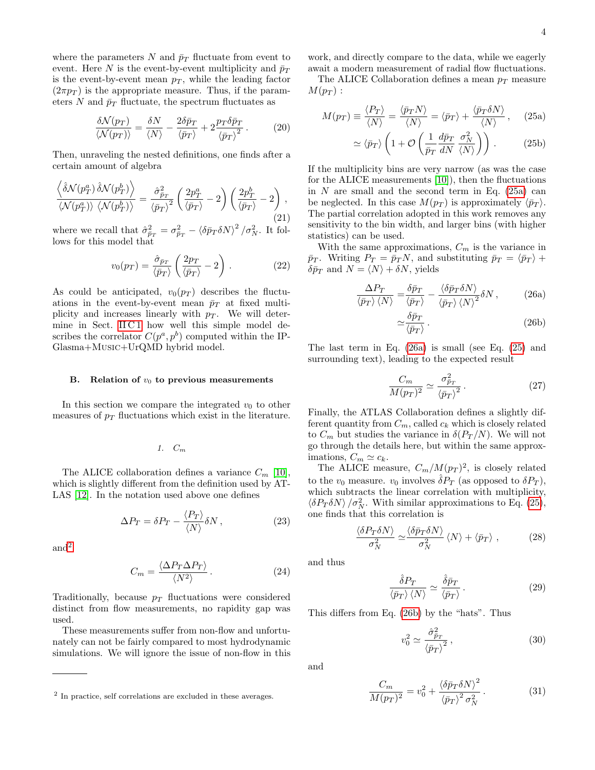where the parameters $N$ and $\bar{p}_T$ fluctuate from event to event. Here $N$ is the event-by-event multiplicity and $\bar{p}_T$ is the event-by-event mean $p_T$, while the leading factor $(2\pi p_T)$ is the appropriate measure. Thus, if the parameters $N$ and $\bar{p}_T$ fluctuate, the spectrum fluctuates as

$$\frac{\delta \mathcal{N}(p_T)}{\langle \mathcal{N}(p_T) \rangle} = \frac{\delta N}{\langle N \rangle} - \frac{2\delta \bar{p}_T}{\langle \bar{p}_T \rangle} + 2\frac{p_T \delta \bar{p}_T}{\langle \bar{p}_T \rangle^2} \,. \tag{20}$$

Then, unraveling the nested definitions, one finds after a certain amount of algebra

$$\frac{\left\langle \hat{\delta}\mathcal{N}(p_T^a)\, \hat{\delta}\mathcal{N}(p_T^b) \right\rangle}{\langle \mathcal{N}(p_T^a) \rangle \, \langle \mathcal{N}(p_T^b) \rangle} = \frac{\hat{\sigma}^2_{\bar{p}_T}}{\langle \bar{p}_T \rangle^2} \left( \frac{2p_T^a}{\langle \bar{p}_T \rangle} - 2 \right) \left( \frac{2p_T^b}{\langle \bar{p}_T \rangle} - 2 \right) , \tag{21}$$

where we recall that $\hat{\sigma}^2_{\bar{p}_T} = \sigma^2_{\bar{p}_T} - \langle \delta \bar{p}_T \delta N \rangle^2 / \sigma^2_N$. It follows for this model that

$$v_0(p_T) = \frac{\hat{\sigma}_{\bar{p}_T}}{\langle \bar{p}_T \rangle} \left( \frac{2p_T}{\langle \bar{p}_T \rangle} - 2 \right) . \tag{22}$$

As could be anticipated, $v_0(p_T)$ describes the fluctuations in the event-by-event mean $\bar{p}_T$ at fixed multiplicity and increases linearly with $p_T$. We will determine in Sect. II C 1 how well this simple model describes the correlator $C(p^a, p^b)$ computed within the IP-Glasma+Music+UrQMD hybrid model.

### B. Relation of $v_0$ to previous measurements

In this section we compare the integrated $v_0$ to other measures of $p_T$ fluctuations which exist in the literature.

#### 1. $C_m$

The ALICE collaboration defines a variance $C_m$ [10], which is slightly different from the definition used by ATLAS [12]. In the notation used above one defines

$$\Delta P_T = \delta P_T - \frac{\langle P_T \rangle}{\langle N \rangle} \delta N \,, \tag{23}$$

and[2]

$$C_m = \frac{\langle \Delta P_T \Delta P_T \rangle}{\langle N^2 \rangle} \,. \tag{24}$$

Traditionally, because $p_T$ fluctuations were considered distinct from flow measurements, no rapidity gap was used.

These measurements suffer from non-flow and unfortunately can not be fairly compared to most hydrodynamic simulations. We will ignore the issue of non-flow in this work, and directly compare to the data, while we eagerly await a modern measurement of radial flow fluctuations.

The ALICE Collaboration defines a mean $p_T$ measure $M(p_T)$ :

$$M(p_T) \equiv \frac{\langle P_T \rangle}{\langle N \rangle} = \frac{\langle \bar{p}_T N \rangle}{\langle N \rangle} = \langle \bar{p}_T \rangle + \frac{\langle \bar{p}_T \delta N \rangle}{\langle N \rangle} \,, \tag{25a}$$

$$\simeq \langle \bar{p}_T \rangle \left( 1 + \mathcal{O}\left( \frac{1}{\bar{p}_T} \frac{d\bar{p}_T}{dN} \frac{\sigma_N^2}{\langle N \rangle} \right) \right) . \tag{25b}$$

If the multiplicity bins are very narrow (as was the case for the ALICE measurements [10]), then the fluctuations in $N$ are small and the second term in Eq. (25a) can be neglected. In this case $M(p_T)$ is approximately $\langle \bar{p}_T \rangle$. The partial correlation adopted in this work removes any sensitivity to the bin width, and larger bins (with higher statistics) can be used.

With the same approximations, $C_m$ is the variance in $\bar{p}_T$. Writing $P_T = \bar{p}_T N$, and substituting $\bar{p}_T = \langle \bar{p}_T \rangle + \delta \bar{p}_T$ and $N = \langle N \rangle + \delta N$, yields

$$\frac{\Delta P_T}{\langle \bar{p}_T \rangle \langle N \rangle} = \frac{\delta \bar{p}_T}{\langle \bar{p}_T \rangle} - \frac{\langle \delta \bar{p}_T \delta N \rangle}{\langle \bar{p}_T \rangle \langle N \rangle^2} \delta N \,, \tag{26a}$$

$$\simeq \frac{\delta \bar{p}_T}{\langle \bar{p}_T \rangle} \,. \tag{26b}$$

The last term in Eq. (26a) is small (see Eq. (25) and surrounding text), leading to the expected result

$$\frac{C_m}{M(p_T)^2} \simeq \frac{\sigma^2_{\bar{p}_T}}{\langle \bar{p}_T \rangle^2} \,. \tag{27}$$

Finally, the ATLAS Collaboration defines a slightly different quantity from $C_m$, called $c_k$ which is closely related to $C_m$ but studies the variance in $\delta(P_T/N)$. We will not go through the details here, but within the same approximations, $C_m \simeq c_k$.

The ALICE measure, $C_m/M(p_T)^2$, is closely related to the $v_0$ measure. $v_0$ involves $\hat{\delta} P_T$ (as opposed to $\delta P_T$), which subtracts the linear correlation with multiplicity, $\langle \delta P_T \delta N \rangle / \sigma^2_N$. With similar approximations to Eq. (25), one finds that this correlation is

$$\frac{\langle \delta P_T \delta N \rangle}{\sigma^2_N} \simeq \frac{\langle \delta \bar{p}_T \delta N \rangle}{\sigma^2_N} \langle N \rangle + \langle \bar{p}_T \rangle \,, \tag{28}$$

and thus

$$\frac{\hat{\delta} P_T}{\langle \bar{p}_T \rangle \langle N \rangle} \simeq \frac{\hat{\delta} \bar{p}_T}{\langle \bar{p}_T \rangle} \,. \tag{29}$$

This differs from Eq. (26b) by the "hats". Thus

$$v_0^2 \simeq \frac{\hat{\sigma}^2_{\bar{p}_T}}{\langle \bar{p}_T \rangle^2} \,, \tag{30}$$

and

$$\frac{C_m}{M(p_T)^2} = v_0^2 + \frac{\langle \delta \bar{p}_T \delta N \rangle^2}{\langle \bar{p}_T \rangle^2 \sigma^2_N} \,. \tag{31}$$

[2] In practice, self correlations are excluded in these averages.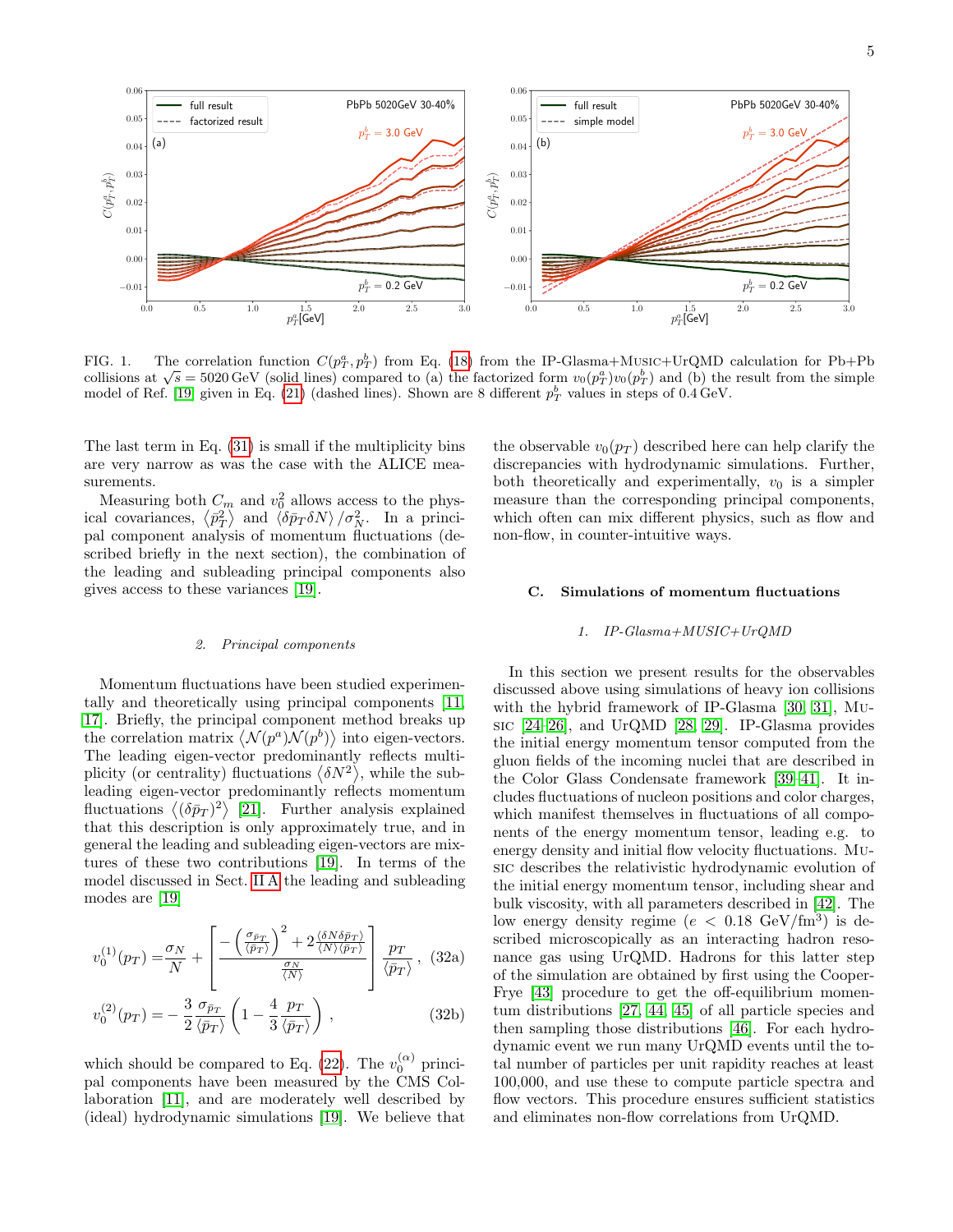FIG. 1. The correlation function $C(p_T^a, p_T^b)$ from Eq. (18) from the IP-Glasma+MUSIC+UrQMD calculation for Pb+Pb collisions at $\sqrt{s} = 5020\,\text{GeV}$ (solid lines) compared to (a) the factorized form $v_0(p_T^a)v_0(p_T^b)$ and (b) the result from the simple model of Ref. [19] given in Eq. (21) (dashed lines). Shown are 8 different $p_T^b$ values in steps of 0.4 GeV.

The last term in Eq. (31) is small if the multiplicity bins are very narrow as was the case with the ALICE measurements.

Measuring both $C_m$ and $v_0^2$ allows access to the physical covariances, $\langle \bar{p}_T^2 \rangle$ and $\langle \delta \bar{p}_T \delta N \rangle / \sigma_N^2$. In a principal component analysis of momentum fluctuations (described briefly in the next section), the combination of the leading and subleading principal components also gives access to these variances [19].

#### 2. Principal components

Momentum fluctuations have been studied experimentally and theoretically using principal components [11, 17]. Briefly, the principal component method breaks up the correlation matrix $\langle \mathcal{N}(p^a)\mathcal{N}(p^b) \rangle$ into eigen-vectors. The leading eigen-vector predominantly reflects multiplicity (or centrality) fluctuations $\langle \delta N^2 \rangle$, while the subleading eigen-vector predominantly reflects momentum fluctuations $\langle (\delta \bar{p}_T)^2 \rangle$ [21]. Further analysis explained that this description is only approximately true, and in general the leading and subleading eigen-vectors are mixtures of these two contributions [19]. In terms of the model discussed in Sect. II A the leading and subleading modes are [19]

$$v_0^{(1)}(p_T) = \frac{\sigma_N}{N} + \left[ \frac{-\left(\frac{\sigma_{\bar{p}_T}}{\langle \bar{p}_T \rangle}\right)^2 + 2\frac{\langle \delta N \delta \bar{p}_T \rangle}{\langle N \rangle \langle \bar{p}_T \rangle}}{\frac{\sigma_N}{\langle N \rangle}} \right] \frac{p_T}{\langle \bar{p}_T \rangle}, \quad (32a)$$

$$v_0^{(2)}(p_T) = -\frac{3}{2}\frac{\sigma_{\bar{p}_T}}{\langle \bar{p}_T \rangle}\left(1 - \frac{4}{3}\frac{p_T}{\langle \bar{p}_T \rangle}\right), \quad (32b)$$

which should be compared to Eq. (22). The $v_0^{(\alpha)}$ principal components have been measured by the CMS Collaboration [11], and are moderately well described by (ideal) hydrodynamic simulations [19]. We believe that the observable $v_0(p_T)$ described here can help clarify the discrepancies with hydrodynamic simulations. Further, both theoretically and experimentally, $v_0$ is a simpler measure than the corresponding principal components, which often can mix different physics, such as flow and non-flow, in counter-intuitive ways.

### C. Simulations of momentum fluctuations

#### 1. IP-Glasma+MUSIC+UrQMD

In this section we present results for the observables discussed above using simulations of heavy ion collisions with the hybrid framework of IP-Glasma [30, 31], MUSIC [24–26], and UrQMD [28, 29]. IP-Glasma provides the initial energy momentum tensor computed from the gluon fields of the incoming nuclei that are described in the Color Glass Condensate framework [39–41]. It includes fluctuations of nucleon positions and color charges, which manifest themselves in fluctuations of all components of the energy momentum tensor, leading e.g. to energy density and initial flow velocity fluctuations. MUSIC describes the relativistic hydrodynamic evolution of the initial energy momentum tensor, including shear and bulk viscosity, with all parameters described in [42]. The low energy density regime ($e < 0.18\ \text{GeV/fm}^3$) is described microscopically as an interacting hadron resonance gas using UrQMD. Hadrons for this latter step of the simulation are obtained by first using the Cooper-Frye [43] procedure to get the off-equilibrium momentum distributions [27, 44, 45] of all particle species and then sampling those distributions [46]. For each hydrodynamic event we run many UrQMD events until the total number of particles per unit rapidity reaches at least 100,000, and use these to compute particle spectra and flow vectors. This procedure ensures sufficient statistics and eliminates non-flow correlations from UrQMD.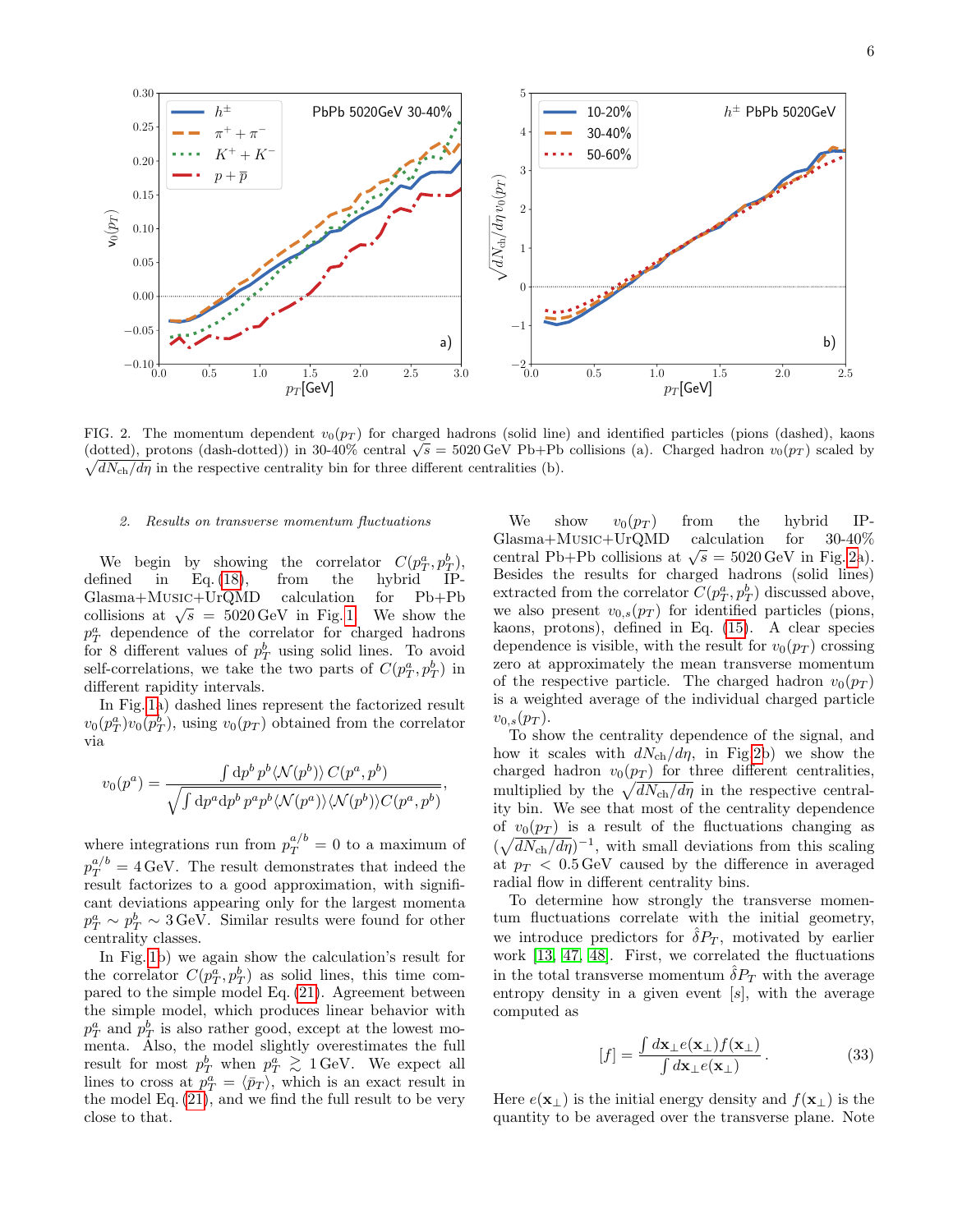FIG. 2. The momentum dependent $v_0(p_T)$ for charged hadrons (solid line) and identified particles (pions (dashed), kaons (dotted), protons (dash-dotted)) in 30-40% central $\sqrt{s} = 5020\,\text{GeV}$ Pb+Pb collisions (a). Charged hadron $v_0(p_T)$ scaled by $\sqrt{dN_{\text{ch}}/d\eta}$ in the respective centrality bin for three different centralities (b).

### 2. Results on transverse momentum fluctuations

We begin by showing the correlator $C(p_T^a, p_T^b)$, defined in Eq. (18), from the hybrid IP-Glasma+MUSIC+UrQMD calculation for Pb+Pb collisions at $\sqrt{s} = 5020\,\text{GeV}$ in Fig. 1. We show the $p_T^a$ dependence of the correlator for charged hadrons for 8 different values of $p_T^b$ using solid lines. To avoid self-correlations, we take the two parts of $C(p_T^a, p_T^b)$ in different rapidity intervals.

In Fig. 1a) dashed lines represent the factorized result $v_0(p_T^a)v_0(p_T^b)$, using $v_0(p_T)$ obtained from the correlator via

$$v_0(p^a) = \frac{\int \mathrm{d}p^b\, p^b \langle \mathcal{N}(p^b)\rangle\, C(p^a, p^b)}{\sqrt{\int \mathrm{d}p^a \mathrm{d}p^b\, p^a p^b \langle \mathcal{N}(p^a)\rangle\langle \mathcal{N}(p^b)\rangle C(p^a, p^b)}},$$

where integrations run from $p_T^{a/b} = 0$ to a maximum of $p_T^{a/b} = 4\,\text{GeV}$. The result demonstrates that indeed the result factorizes to a good approximation, with significant deviations appearing only for the largest momenta $p_T^a \sim p_T^b \sim 3\,\text{GeV}$. Similar results were found for other centrality classes.

In Fig. 1b) we again show the calculation's result for the correlator $C(p_T^a, p_T^b)$ as solid lines, this time compared to the simple model Eq. (21). Agreement between the simple model, which produces linear behavior with $p_T^a$ and $p_T^b$ is also rather good, except at the lowest momenta. Also, the model slightly overestimates the full result for most $p_T^b$ when $p_T^a \gtrsim 1\,\text{GeV}$. We expect all lines to cross at $p_T^a = \langle \bar{p}_T \rangle$, which is an exact result in the model Eq. (21), and we find the full result to be very close to that.

We show $v_0(p_T)$ from the hybrid IP-Glasma+MUSIC+UrQMD calculation for 30-40% central Pb+Pb collisions at $\sqrt{s} = 5020\,\text{GeV}$ in Fig. 2a). Besides the results for charged hadrons (solid lines) extracted from the correlator $C(p_T^a, p_T^b)$ discussed above, we also present $v_{0,s}(p_T)$ for identified particles (pions, kaons, protons), defined in Eq. (15). A clear species dependence is visible, with the result for $v_0(p_T)$ crossing zero at approximately the mean transverse momentum of the respective particle. The charged hadron $v_0(p_T)$ is a weighted average of the individual charged particle $v_{0,s}(p_T)$.

To show the centrality dependence of the signal, and how it scales with $dN_{\text{ch}}/d\eta$, in Fig. 2b) we show the charged hadron $v_0(p_T)$ for three different centralities, multiplied by the $\sqrt{dN_{\text{ch}}/d\eta}$ in the respective centrality bin. We see that most of the centrality dependence of $v_0(p_T)$ is a result of the fluctuations changing as $(\sqrt{dN_{\text{ch}}/d\eta})^{-1}$, with small deviations from this scaling at $p_T < 0.5\,\text{GeV}$ caused by the difference in averaged radial flow in different centrality bins.

To determine how strongly the transverse momentum fluctuations correlate with the initial geometry, we introduce predictors for $\hat{\delta}P_T$, motivated by earlier work [13, 47, 48]. First, we correlated the fluctuations in the total transverse momentum $\hat{\delta}P_T$ with the average entropy density in a given event $[s]$, with the average computed as

$$[f] = \frac{\int d\mathbf{x}_\perp e(\mathbf{x}_\perp) f(\mathbf{x}_\perp)}{\int d\mathbf{x}_\perp e(\mathbf{x}_\perp)}\,. \tag{33}$$

Here $e(\mathbf{x}_\perp)$ is the initial energy density and $f(\mathbf{x}_\perp)$ is the quantity to be averaged over the transverse plane. Note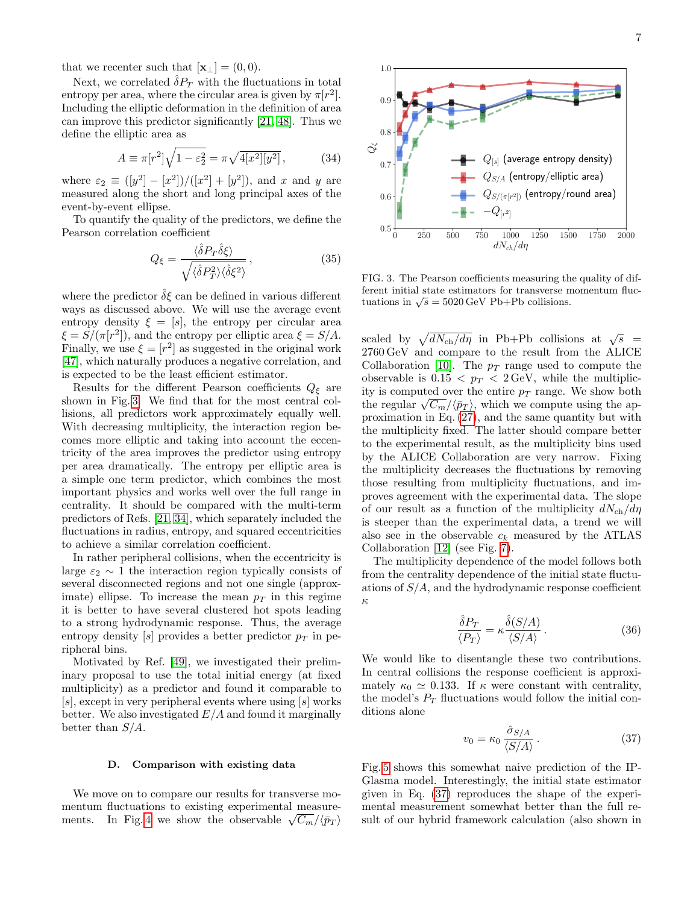that we recenter such that $[\mathbf{x}_\perp] = (0, 0)$.

Next, we correlated $\hat{\delta} P_T$ with the fluctuations in total entropy per area, where the circular area is given by $\pi[r^2]$. Including the elliptic deformation in the definition of area can improve this predictor significantly [21, 48]. Thus we define the elliptic area as

$$A \equiv \pi[r^2]\sqrt{1-\varepsilon_2^2} = \pi\sqrt{4[x^2][y^2]}\,, \tag{34}$$

where $\varepsilon_2 \equiv ([y^2]-[x^2])/([x^2]+[y^2])$, and $x$ and $y$ are measured along the short and long principal axes of the event-by-event ellipse.

To quantify the quality of the predictors, we define the Pearson correlation coefficient

$$Q_\xi = \frac{\langle \hat{\delta} P_T \hat{\delta} \xi \rangle}{\sqrt{\langle \hat{\delta} P_T^2 \rangle \langle \hat{\delta} \xi^2 \rangle}}\,, \tag{35}$$

where the predictor $\hat{\delta}\xi$ can be defined in various different ways as discussed above. We will use the average event entropy density $\xi = [s]$, the entropy per circular area $\xi = S/(\pi[r^2])$, and the entropy per elliptic area $\xi = S/A$. Finally, we use $\xi = [r^2]$ as suggested in the original work [47], which naturally produces a negative correlation, and is expected to be the least efficient estimator.

Results for the different Pearson coefficients $Q_\xi$ are shown in Fig. 3. We find that for the most central collisions, all predictors work approximately equally well. With decreasing multiplicity, the interaction region becomes more elliptic and taking into account the eccentricity of the area improves the predictor using entropy per area dramatically. The entropy per elliptic area is a simple one term predictor, which combines the most important physics and works well over the full range in centrality. It should be compared with the multi-term predictors of Refs. [21, 34], which separately included the fluctuations in radius, entropy, and squared eccentricities to achieve a similar correlation coefficient.

In rather peripheral collisions, when the eccentricity is large $\varepsilon_2 \sim 1$ the interaction region typically consists of several disconnected regions and not one single (approximate) ellipse. To increase the mean $p_T$ in this regime it is better to have several clustered hot spots leading to a strong hydrodynamic response. Thus, the average entropy density $[s]$ provides a better predictor $p_T$ in peripheral bins.

Motivated by Ref. [49], we investigated their preliminary proposal to use the total initial energy (at fixed multiplicity) as a predictor and found it comparable to $[s]$, except in very peripheral events where using $[s]$ works better. We also investigated $E/A$ and found it marginally better than $S/A$.

### D. Comparison with existing data

We move on to compare our results for transverse momentum fluctuations to existing experimental measurements. In Fig. 4 we show the observable $\sqrt{C_m}/\langle \bar{p}_T \rangle$ scaled by $\sqrt{dN_{\rm ch}/d\eta}$ in Pb+Pb collisions at $\sqrt{s} = 2760\,\mathrm{GeV}$ and compare to the result from the ALICE Collaboration [10]. The $p_T$ range used to compute the observable is $0.15 < p_T < 2\,\mathrm{GeV}$, while the multiplicity is computed over the entire $p_T$ range. We show both the regular $\sqrt{C_m}/\langle \bar{p}_T \rangle$, which we compute using the approximation in Eq. (27), and the same quantity but with the multiplicity fixed. The latter should compare better to the experimental result, as the multiplicity bins used by the ALICE Collaboration are very narrow. Fixing the multiplicity decreases the fluctuations by removing those resulting from multiplicity fluctuations, and improves agreement with the experimental data. The slope of our result as a function of the multiplicity $dN_{\rm ch}/d\eta$ is steeper than the experimental data, a trend we will also see in the observable $c_k$ measured by the ATLAS Collaboration [12] (see Fig. 7).

FIG. 3. The Pearson coefficients measuring the quality of different initial state estimators for transverse momentum fluctuations in $\sqrt{s} = 5020\,\mathrm{GeV}$ Pb+Pb collisions.

The multiplicity dependence of the model follows both from the centrality dependence of the initial state fluctuations of $S/A$, and the hydrodynamic response coefficient $\kappa$

$$\frac{\hat{\delta} P_T}{\langle P_T \rangle} = \kappa \frac{\hat{\delta}(S/A)}{\langle S/A \rangle}\,. \tag{36}$$

We would like to disentangle these two contributions. In central collisions the response coefficient is approximately $\kappa_0 \simeq 0.133$. If $\kappa$ were constant with centrality, the model's $P_T$ fluctuations would follow the initial conditions alone

$$v_0 = \kappa_0 \frac{\hat{\sigma}_{S/A}}{\langle S/A \rangle}\,. \tag{37}$$

Fig. 5 shows this somewhat naive prediction of the IP-Glasma model. Interestingly, the initial state estimator given in Eq. (37) reproduces the shape of the experimental measurement somewhat better than the full result of our hybrid framework calculation (also shown in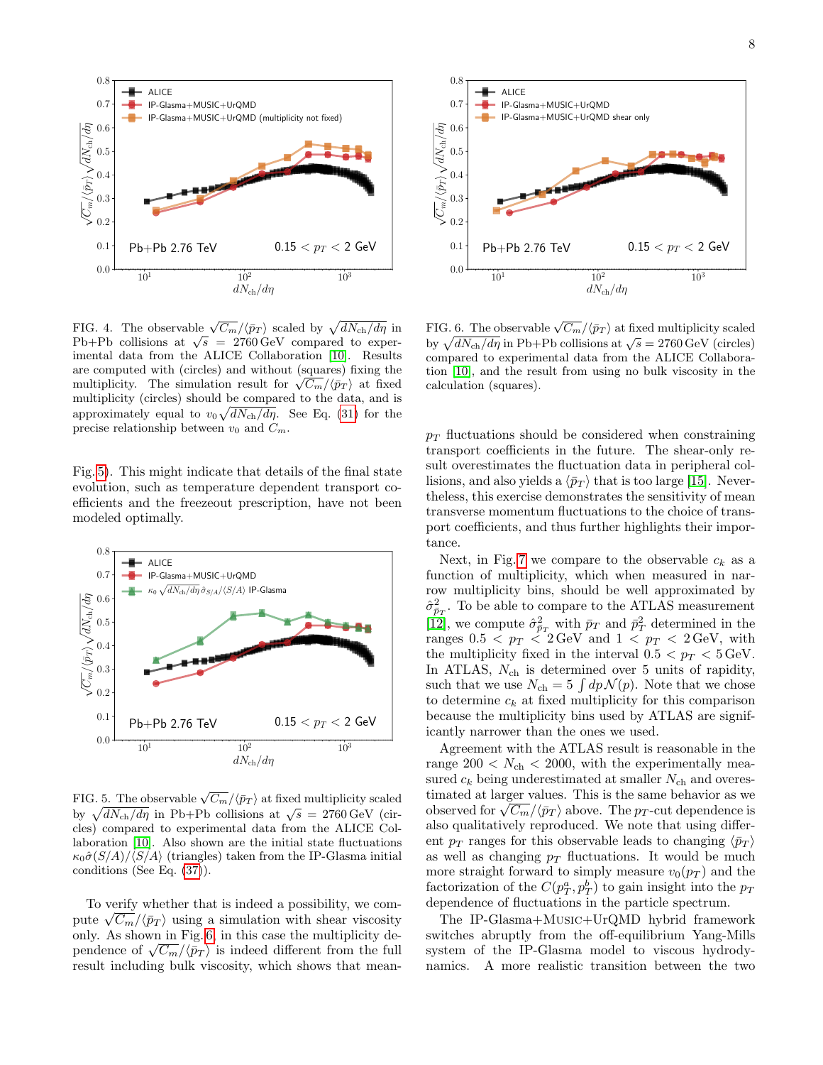FIG. 4. The observable $\sqrt{C_m}/\langle\bar{p}_T\rangle$ scaled by $\sqrt{dN_{\rm ch}/d\eta}$ in Pb+Pb collisions at $\sqrt{s} = 2760\,{\rm GeV}$ compared to experimental data from the ALICE Collaboration [10]. Results are computed with (circles) and without (squares) fixing the multiplicity. The simulation result for $\sqrt{C_m}/\langle\bar{p}_T\rangle$ at fixed multiplicity (circles) should be compared to the data, and is approximately equal to $v_0\sqrt{dN_{\rm ch}/d\eta}$. See Eq. (31) for the precise relationship between $v_0$ and $C_m$.

Fig. 5). This might indicate that details of the final state evolution, such as temperature dependent transport coefficients and the freezeout prescription, have not been modeled optimally.

FIG. 5. The observable $\sqrt{C_m}/\langle\bar{p}_T\rangle$ at fixed multiplicity scaled by $\sqrt{dN_{\rm ch}/d\eta}$ in Pb+Pb collisions at $\sqrt{s} = 2760\,{\rm GeV}$ (circles) compared to experimental data from the ALICE Collaboration [10]. Also shown are the initial state fluctuations $\kappa_0\hat{\sigma}(S/A)/\langle S/A\rangle$ (triangles) taken from the IP-Glasma initial conditions (See Eq. (37)).

To verify whether that is indeed a possibility, we compute $\sqrt{C_m}/\langle\bar{p}_T\rangle$ using a simulation with shear viscosity only. As shown in Fig. 6, in this case the multiplicity dependence of $\sqrt{C_m}/\langle\bar{p}_T\rangle$ is indeed different from the full result including bulk viscosity, which shows that mean-

FIG. 6. The observable $\sqrt{C_m}/\langle\bar{p}_T\rangle$ at fixed multiplicity scaled by $\sqrt{dN_{\rm ch}/d\eta}$ in Pb+Pb collisions at $\sqrt{s} = 2760\,{\rm GeV}$ (circles) compared to experimental data from the ALICE Collaboration [10], and the result from using no bulk viscosity in the calculation (squares).

$p_T$ fluctuations should be considered when constraining transport coefficients in the future. The shear-only result overestimates the fluctuation data in peripheral collisions, and also yields a $\langle\bar{p}_T\rangle$ that is too large [15]. Nevertheless, this exercise demonstrates the sensitivity of mean transverse momentum fluctuations to the choice of transport coefficients, and thus further highlights their importance.

Next, in Fig. 7 we compare to the observable $c_k$ as a function of multiplicity, which when measured in narrow multiplicity bins, should be well approximated by $\hat{\sigma}^2_{\bar{p}_T}$. To be able to compare to the ATLAS measurement [12], we compute $\hat{\sigma}^2_{\bar{p}_T}$ with $\bar{p}_T$ and $\bar{p}_T^2$ determined in the ranges $0.5 < p_T < 2\,{\rm GeV}$ and $1 < p_T < 2\,{\rm GeV}$, with the multiplicity fixed in the interval $0.5 < p_T < 5\,{\rm GeV}$. In ATLAS, $N_{\rm ch}$ is determined over 5 units of rapidity, such that we use $N_{\rm ch} = 5\int dp\,\mathcal{N}(p)$. Note that we chose to determine $c_k$ at fixed multiplicity for this comparison because the multiplicity bins used by ATLAS are significantly narrower than the ones we used.

Agreement with the ATLAS result is reasonable in the range $200 < N_{\rm ch} < 2000$, with the experimentally measured $c_k$ being underestimated at smaller $N_{\rm ch}$ and overestimated at larger values. This is the same behavior as we observed for $\sqrt{C_m}/\langle\bar{p}_T\rangle$ above. The $p_T$-cut dependence is also qualitatively reproduced. We note that using different $p_T$ ranges for this observable leads to changing $\langle\bar{p}_T\rangle$ as well as changing $p_T$ fluctuations. It would be much more straight forward to simply measure $v_0(p_T)$ and the factorization of the $C(p_T^a, p_T^b)$ to gain insight into the $p_T$ dependence of fluctuations in the particle spectrum.

The IP-Glasma+MUSIC+UrQMD hybrid framework switches abruptly from the off-equilibrium Yang-Mills system of the IP-Glasma model to viscous hydrodynamics. A more realistic transition between the two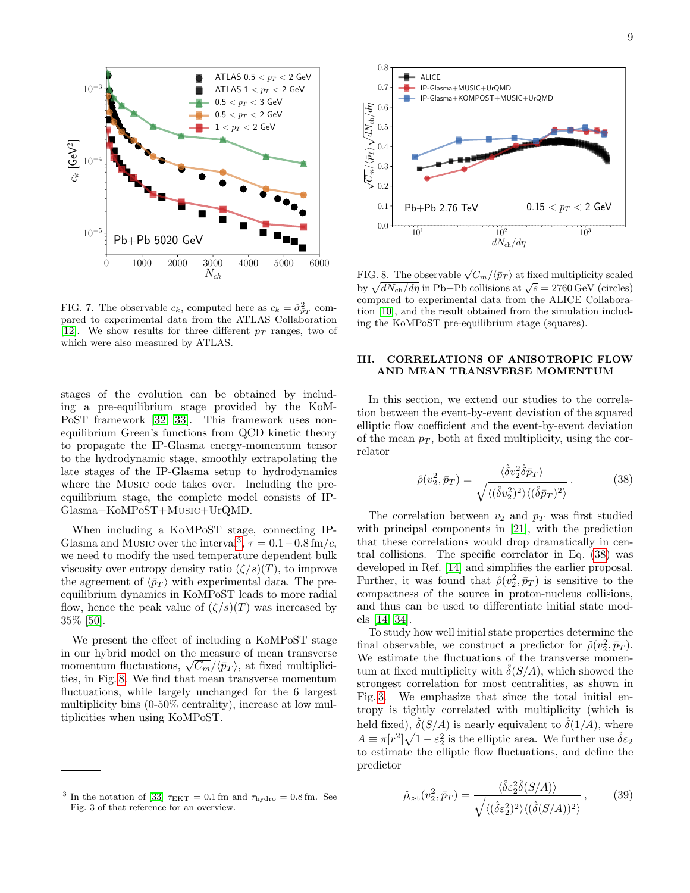FIG. 7. The observable $c_k$, computed here as $c_k = \hat{\sigma}^2_{\bar{p}_T}$ compared to experimental data from the ATLAS Collaboration [12]. We show results for three different $p_T$ ranges, two of which were also measured by ATLAS.

FIG. 8. The observable $\sqrt{C_m}/\langle \bar{p}_T \rangle$ at fixed multiplicity scaled by $\sqrt{dN_{\rm ch}/d\eta}$ in Pb+Pb collisions at $\sqrt{s} = 2760\,{\rm GeV}$ (circles) compared to experimental data from the ALICE Collaboration [10], and the result obtained from the simulation including the KoMPoST pre-equilibrium stage (squares).

stages of the evolution can be obtained by including a pre-equilibrium stage provided by the KoMPoST framework [32, 33]. This framework uses non-equilibrium Green's functions from QCD kinetic theory to propagate the IP-Glasma energy-momentum tensor to the hydrodynamic stage, smoothly extrapolating the late stages of the IP-Glasma setup to hydrodynamics where the MUSIC code takes over. Including the pre-equilibrium stage, the complete model consists of IP-Glasma+KoMPoST+MUSIC+UrQMD.

When including a KoMPoST stage, connecting IP-Glasma and MUSIC over the interval[3], $\tau = 0.1-0.8\,{\rm fm}/c$, we need to modify the used temperature dependent bulk viscosity over entropy density ratio $(\zeta/s)(T)$, to improve the agreement of $\langle \bar{p}_T \rangle$ with experimental data. The pre-equilibrium dynamics in KoMPoST leads to more radial flow, hence the peak value of $(\zeta/s)(T)$ was increased by 35% [50].

We present the effect of including a KoMPoST stage in our hybrid model on the measure of mean transverse momentum fluctuations, $\sqrt{C_m}/\langle \bar{p}_T \rangle$, at fixed multiplicities, in Fig. 8. We find that mean transverse momentum fluctuations, while largely unchanged for the 6 largest multiplicity bins (0-50% centrality), increase at low multiplicities when using KoMPoST.

[3] In the notation of [33] $\tau_{\rm EKT} = 0.1\,{\rm fm}$ and $\tau_{\rm hydro} = 0.8\,{\rm fm}$. See Fig. 3 of that reference for an overview.

## III. CORRELATIONS OF ANISOTROPIC FLOW AND MEAN TRANSVERSE MOMENTUM

In this section, we extend our studies to the correlation between the event-by-event deviation of the squared elliptic flow coefficient and the event-by-event deviation of the mean $p_T$, both at fixed multiplicity, using the correlator

$$\hat{\rho}(v_2^2, \bar{p}_T) = \frac{\langle \hat{\delta} v_2^2 \hat{\delta} \bar{p}_T \rangle}{\sqrt{\langle (\hat{\delta} v_2^2)^2 \rangle \langle (\hat{\delta} \bar{p}_T)^2 \rangle}}\,. \tag{38}$$

The correlation between $v_2$ and $p_T$ was first studied with principal components in [21], with the prediction that these correlations would drop dramatically in central collisions. The specific correlator in Eq. (38) was developed in Ref. [14] and simplifies the earlier proposal. Further, it was found that $\hat{\rho}(v_2^2, \bar{p}_T)$ is sensitive to the compactness of the source in proton-nucleus collisions, and thus can be used to differentiate initial state models [14, 34].

To study how well initial state properties determine the final observable, we construct a predictor for $\hat{\rho}(v_2^2, \bar{p}_T)$. We estimate the fluctuations of the transverse momentum at fixed multiplicity with $\hat{\delta}(S/A)$, which showed the strongest correlation for most centralities, as shown in Fig. 3. We emphasize that since the total initial entropy is tightly correlated with multiplicity (which is held fixed), $\hat{\delta}(S/A)$ is nearly equivalent to $\hat{\delta}(1/A)$, where $A \equiv \pi[r^2]\sqrt{1-\varepsilon_2^2}$ is the elliptic area. We further use $\hat{\delta}\varepsilon_2$ to estimate the elliptic flow fluctuations, and define the predictor

$$\hat{\rho}_{\rm est}(v_2^2, \bar{p}_T) = \frac{\langle \hat{\delta} \varepsilon_2^2 \hat{\delta}(S/A) \rangle}{\sqrt{\langle (\hat{\delta} \varepsilon_2^2)^2 \rangle \langle (\hat{\delta}(S/A))^2 \rangle}}\,, \tag{39}$$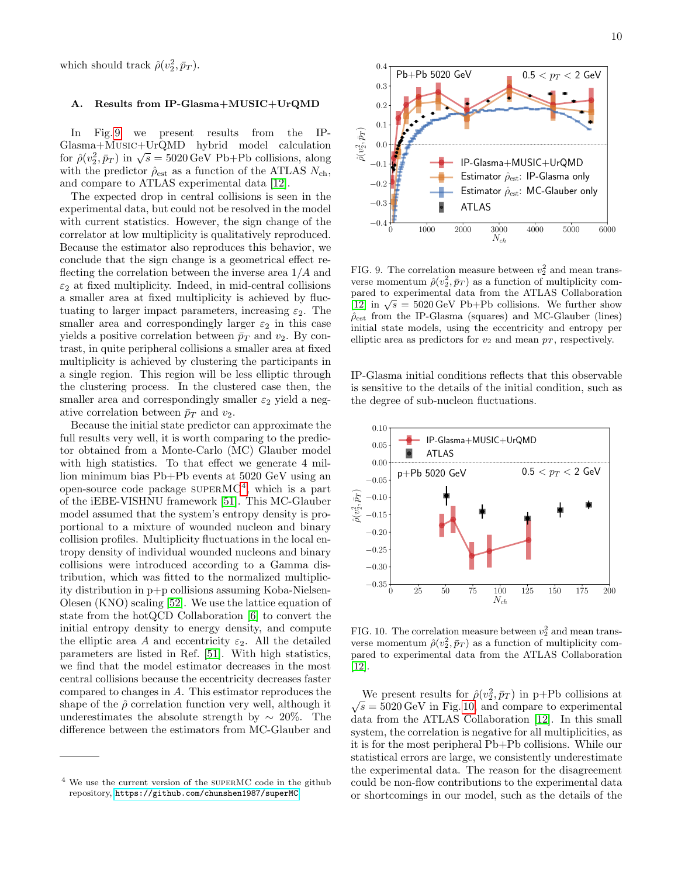which should track $\hat{\rho}(v_2^2, \bar{p}_T)$.

### A. Results from IP-Glasma+MUSIC+UrQMD

In Fig. 9 we present results from the IP-Glasma+MUSIC+UrQMD hybrid model calculation for $\hat{\rho}(v_2^2, \bar{p}_T)$ in $\sqrt{s} = 5020\,\text{GeV}$ Pb+Pb collisions, along with the predictor $\hat{\rho}_{\text{est}}$ as a function of the ATLAS $N_{\text{ch}}$, and compare to ATLAS experimental data [12].

The expected drop in central collisions is seen in the experimental data, but could not be resolved in the model with current statistics. However, the sign change of the correlator at low multiplicity is qualitatively reproduced. Because the estimator also reproduces this behavior, we conclude that the sign change is a geometrical effect reflecting the correlation between the inverse area $1/A$ and $\varepsilon_2$ at fixed multiplicity. Indeed, in mid-central collisions a smaller area at fixed multiplicity is achieved by fluctuating to larger impact parameters, increasing $\varepsilon_2$. The smaller area and correspondingly larger $\varepsilon_2$ in this case yields a positive correlation between $\bar{p}_T$ and $v_2$. By contrast, in quite peripheral collisions a smaller area at fixed multiplicity is achieved by clustering the participants in a single region. This region will be less elliptic through the clustering process. In the clustered case then, the smaller area and correspondingly smaller $\varepsilon_2$ yield a negative correlation between $\bar{p}_T$ and $v_2$.

Because the initial state predictor can approximate the full results very well, it is worth comparing to the predictor obtained from a Monte-Carlo (MC) Glauber model with high statistics. To that effect we generate 4 million minimum bias Pb+Pb events at 5020 GeV using an open-source code package SUPERMC[4], which is a part of the iEBE-VISHNU framework [51]. This MC-Glauber model assumed that the system's entropy density is proportional to a mixture of wounded nucleon and binary collision profiles. Multiplicity fluctuations in the local entropy density of individual wounded nucleons and binary collisions were introduced according to a Gamma distribution, which was fitted to the normalized multiplicity distribution in p+p collisions assuming Koba-Nielsen-Olesen (KNO) scaling [52]. We use the lattice equation of state from the hotQCD Collaboration [6] to convert the initial entropy density to energy density, and compute the elliptic area $A$ and eccentricity $\varepsilon_2$. All the detailed parameters are listed in Ref. [51]. With high statistics, we find that the model estimator decreases in the most central collisions because the eccentricity decreases faster compared to changes in $A$. This estimator reproduces the shape of the $\hat{\rho}$ correlation function very well, although it underestimates the absolute strength by $\sim 20\%$. The difference between the estimators from MC-Glauber and IP-Glasma initial conditions reflects that this observable is sensitive to the details of the initial condition, such as the degree of sub-nucleon fluctuations.

FIG. 9. The correlation measure between $v_2^2$ and mean transverse momentum $\hat{\rho}(v_2^2, \bar{p}_T)$ as a function of multiplicity compared to experimental data from the ATLAS Collaboration [12] in $\sqrt{s} = 5020\,\text{GeV}$ Pb+Pb collisions. We further show $\hat{\rho}_{\text{est}}$ from the IP-Glasma (squares) and MC-Glauber (lines) initial state models, using the eccentricity and entropy per elliptic area as predictors for $v_2$ and mean $p_T$, respectively.

FIG. 10. The correlation measure between $v_2^2$ and mean transverse momentum $\hat{\rho}(v_2^2, \bar{p}_T)$ as a function of multiplicity compared to experimental data from the ATLAS Collaboration [12].

We present results for $\hat{\rho}(v_2^2, \bar{p}_T)$ in p+Pb collisions at $\sqrt{s} = 5020\,\text{GeV}$ in Fig. 10, and compare to experimental data from the ATLAS Collaboration [12]. In this small system, the correlation is negative for all multiplicities, as it is for the most peripheral Pb+Pb collisions. While our statistical errors are large, we consistently underestimate the experimental data. The reason for the disagreement could be non-flow contributions to the experimental data or shortcomings in our model, such as the details of the

[4] We use the current version of the SUPERMC code in the github repository, https://github.com/chunshen1987/superMC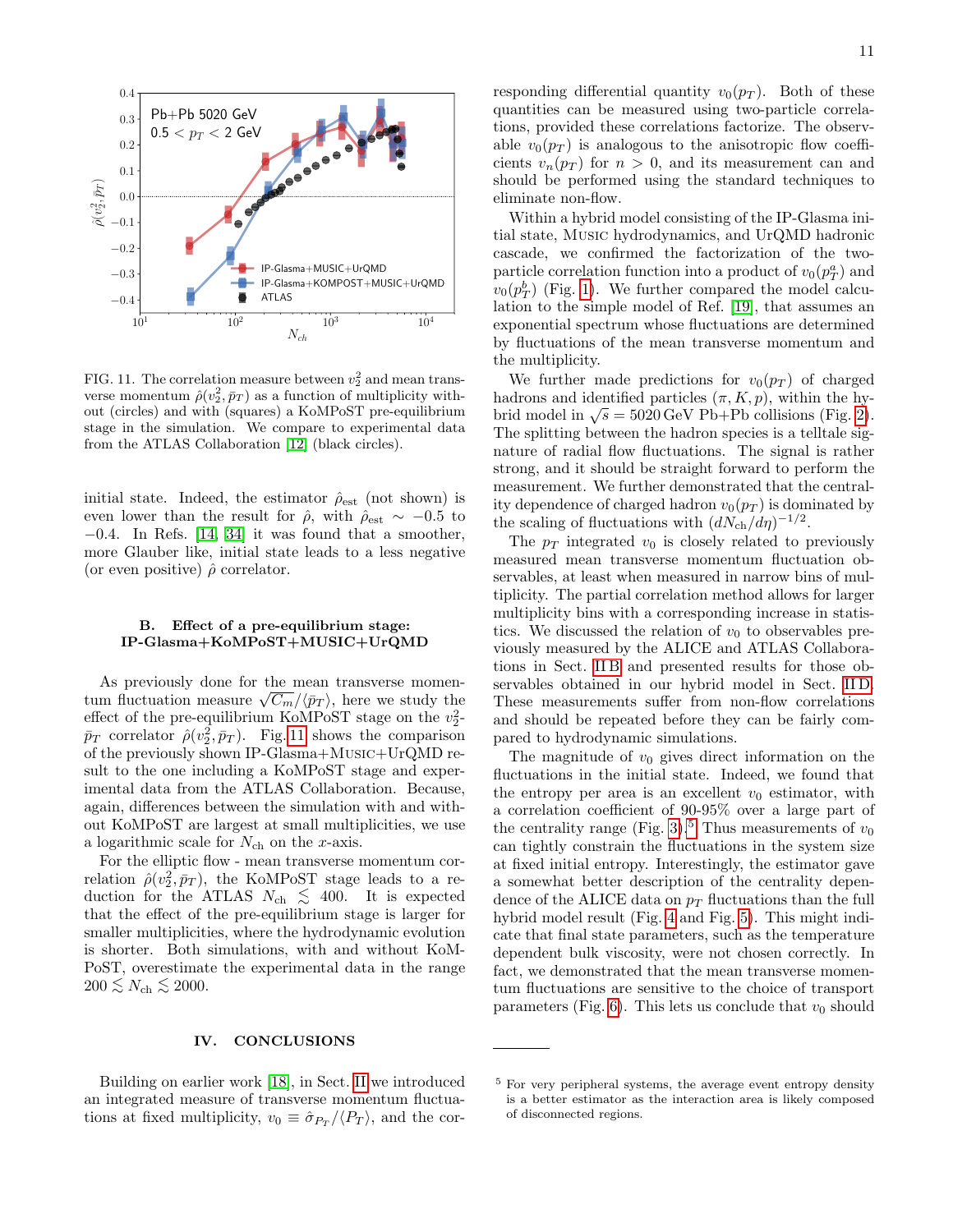FIG. 11. The correlation measure between $v_2^2$ and mean transverse momentum $\hat{\rho}(v_2^2, \bar{p}_T)$ as a function of multiplicity without (circles) and with (squares) a KoMPoST pre-equilibrium stage in the simulation. We compare to experimental data from the ATLAS Collaboration [12] (black circles).

initial state. Indeed, the estimator $\hat{\rho}_{\rm est}$ (not shown) is even lower than the result for $\hat{\rho}$, with $\hat{\rho}_{\rm est} \sim -0.5$ to $-0.4$. In Refs. [14, 34] it was found that a smoother, more Glauber like, initial state leads to a less negative (or even positive) $\hat{\rho}$ correlator.

### B. Effect of a pre-equilibrium stage: IP-Glasma+KoMPoST+MUSIC+UrQMD

As previously done for the mean transverse momentum fluctuation measure $\sqrt{C_m}/\langle \bar{p}_T \rangle$, here we study the effect of the pre-equilibrium KoMPoST stage on the $v_2^2$-$\bar{p}_T$ correlator $\hat{\rho}(v_2^2, \bar{p}_T)$. Fig. 11 shows the comparison of the previously shown IP-Glasma+MUSIC+UrQMD result to the one including a KoMPoST stage and experimental data from the ATLAS Collaboration. Because, again, differences between the simulation with and without KoMPoST are largest at small multiplicities, we use a logarithmic scale for $N_{\rm ch}$ on the $x$-axis.

For the elliptic flow - mean transverse momentum correlation $\hat{\rho}(v_2^2, \bar{p}_T)$, the KoMPoST stage leads to a reduction for the ATLAS $N_{\rm ch} \lesssim 400$. It is expected that the effect of the pre-equilibrium stage is larger for smaller multiplicities, where the hydrodynamic evolution is shorter. Both simulations, with and without KoMPoST, overestimate the experimental data in the range $200 \lesssim N_{\rm ch} \lesssim 2000$.

## IV. CONCLUSIONS

Building on earlier work [18], in Sect. II we introduced an integrated measure of transverse momentum fluctuations at fixed multiplicity, $v_0 \equiv \hat{\sigma}_{P_T}/\langle P_T \rangle$, and the corresponding differential quantity $v_0(p_T)$. Both of these quantities can be measured using two-particle correlations, provided these correlations factorize. The observable $v_0(p_T)$ is analogous to the anisotropic flow coefficients $v_n(p_T)$ for $n > 0$, and its measurement can and should be performed using the standard techniques to eliminate non-flow.

Within a hybrid model consisting of the IP-Glasma initial state, MUSIC hydrodynamics, and UrQMD hadronic cascade, we confirmed the factorization of the two-particle correlation function into a product of $v_0(p_T^a)$ and $v_0(p_T^b)$ (Fig. 1). We further compared the model calculation to the simple model of Ref. [19], that assumes an exponential spectrum whose fluctuations are determined by fluctuations of the mean transverse momentum and the multiplicity.

We further made predictions for $v_0(p_T)$ of charged hadrons and identified particles $(\pi, K, p)$, within the hybrid model in $\sqrt{s} = 5020\,$GeV Pb+Pb collisions (Fig. 2). The splitting between the hadron species is a telltale signature of radial flow fluctuations. The signal is rather strong, and it should be straight forward to perform the measurement. We further demonstrated that the centrality dependence of charged hadron $v_0(p_T)$ is dominated by the scaling of fluctuations with $(dN_{\rm ch}/d\eta)^{-1/2}$.

The $p_T$ integrated $v_0$ is closely related to previously measured mean transverse momentum fluctuation observables, at least when measured in narrow bins of multiplicity. The partial correlation method allows for larger multiplicity bins with a corresponding increase in statistics. We discussed the relation of $v_0$ to observables previously measured by the ALICE and ATLAS Collaborations in Sect. II B and presented results for those observables obtained in our hybrid model in Sect. II D. These measurements suffer from non-flow correlations and should be repeated before they can be fairly compared to hydrodynamic simulations.

The magnitude of $v_0$ gives direct information on the fluctuations in the initial state. Indeed, we found that the entropy per area is an excellent $v_0$ estimator, with a correlation coefficient of 90-95% over a large part of the centrality range (Fig. 3).[5] Thus measurements of $v_0$ can tightly constrain the fluctuations in the system size at fixed initial entropy. Interestingly, the estimator gave a somewhat better description of the centrality dependence of the ALICE data on $p_T$ fluctuations than the full hybrid model result (Fig. 4 and Fig. 5). This might indicate that final state parameters, such as the temperature dependent bulk viscosity, were not chosen correctly. In fact, we demonstrated that the mean transverse momentum fluctuations are sensitive to the choice of transport parameters (Fig. 6). This lets us conclude that $v_0$ should

[5] For very peripheral systems, the average event entropy density is a better estimator as the interaction area is likely composed of disconnected regions.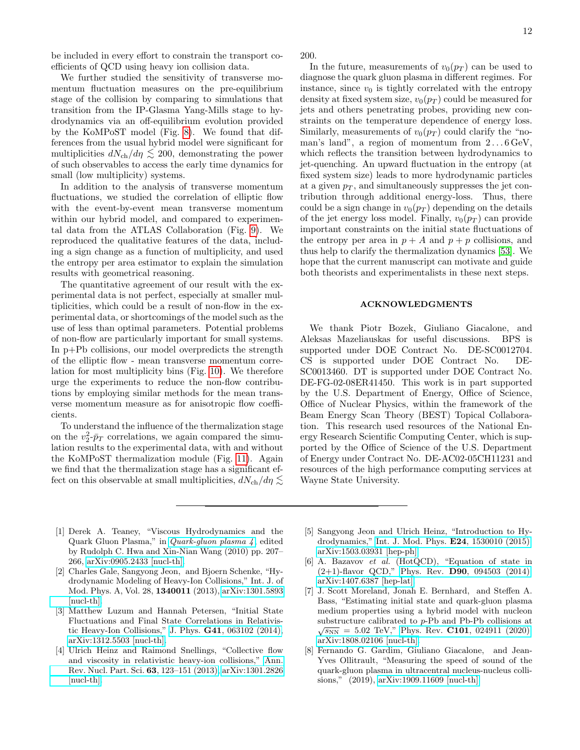be included in every effort to constrain the transport coefficients of QCD using heavy ion collision data.

We further studied the sensitivity of transverse momentum fluctuation measures on the pre-equilibrium stage of the collision by comparing to simulations that transition from the IP-Glasma Yang-Mills stage to hydrodynamics via an off-equilibrium evolution provided by the KoMPoST model (Fig. 8). We found that differences from the usual hybrid model were significant for multiplicities $dN_{\rm ch}/d\eta \lesssim 200$, demonstrating the power of such observables to access the early time dynamics for small (low multiplicity) systems.

In addition to the analysis of transverse momentum fluctuations, we studied the correlation of elliptic flow with the event-by-event mean transverse momentum within our hybrid model, and compared to experimental data from the ATLAS Collaboration (Fig. 9). We reproduced the qualitative features of the data, including a sign change as a function of multiplicity, and used the entropy per area estimator to explain the simulation results with geometrical reasoning.

The quantitative agreement of our result with the experimental data is not perfect, especially at smaller multiplicities, which could be a result of non-flow in the experimental data, or shortcomings of the model such as the use of less than optimal parameters. Potential problems of non-flow are particularly important for small systems. In p+Pb collisions, our model overpredicts the strength of the elliptic flow - mean transverse momentum correlation for most multiplicity bins (Fig. 10). We therefore urge the experiments to reduce the non-flow contributions by employing similar methods for the mean transverse momentum measure as for anisotropic flow coefficients.

To understand the influence of the thermalization stage on the $v_2^2$-$\bar{p}_T$ correlations, we again compared the simulation results to the experimental data, with and without the KoMPoST thermalization module (Fig. 11). Again we find that the thermalization stage has a significant effect on this observable at small multiplicities, $dN_{\rm ch}/d\eta \lesssim 200$.

In the future, measurements of $v_0(p_T)$ can be used to diagnose the quark gluon plasma in different regimes. For instance, since $v_0$ is tightly correlated with the entropy density at fixed system size, $v_0(p_T)$ could be measured for jets and others penetrating probes, providing new constraints on the temperature dependence of energy loss. Similarly, measurements of $v_0(p_T)$ could clarify the "no-man's land", a region of momentum from $2 \ldots 6\,{\rm GeV}$, which reflects the transition between hydrodynamics to jet-quenching. An upward fluctuation in the entropy (at fixed system size) leads to more hydrodynamic particles at a given $p_T$, and simultaneously suppresses the jet contribution through additional energy-loss. Thus, there could be a sign change in $v_0(p_T)$ depending on the details of the jet energy loss model. Finally, $v_0(p_T)$ can provide important constraints on the initial state fluctuations of the entropy per area in $p+A$ and $p+p$ collisions, and thus help to clarify the thermalization dynamics [53]. We hope that the current manuscript can motivate and guide both theorists and experimentalists in these next steps.

## ACKNOWLEDGMENTS

We thank Piotr Bozek, Giuliano Giacalone, and Aleksas Mazeliauskas for useful discussions. BPS is supported under DOE Contract No. DE-SC0012704. CS is supported under DOE Contract No. DE-SC0013460. DT is supported under DOE Contract No. DE-FG-02-08ER41450. This work is in part supported by the U.S. Department of Energy, Office of Science, Office of Nuclear Physics, within the framework of the Beam Energy Scan Theory (BEST) Topical Collaboration. This research used resources of the National Energy Research Scientific Computing Center, which is supported by the Office of Science of the U.S. Department of Energy under Contract No. DE-AC02-05CH11231 and resources of the high performance computing services at Wayne State University.

---

[1] Derek A. Teaney, "Viscous Hydrodynamics and the Quark Gluon Plasma," in *Quark-gluon plasma 4*, edited by Rudolph C. Hwa and Xin-Nian Wang (2010) pp. 207–266, arXiv:0905.2433 [nucl-th].

[2] Charles Gale, Sangyong Jeon, and Bjoern Schenke, "Hydrodynamic Modeling of Heavy-Ion Collisions," Int. J. of Mod. Phys. A, Vol. 28, **1340011** (2013), arXiv:1301.5893 [nucl-th].

[3] Matthew Luzum and Hannah Petersen, "Initial State Fluctuations and Final State Correlations in Relativistic Heavy-Ion Collisions," J. Phys. **G41**, 063102 (2014), arXiv:1312.5503 [nucl-th].

[4] Ulrich Heinz and Raimond Snellings, "Collective flow and viscosity in relativistic heavy-ion collisions," Ann. Rev. Nucl. Part. Sci. **63**, 123–151 (2013), arXiv:1301.2826 [nucl-th].

[5] Sangyong Jeon and Ulrich Heinz, "Introduction to Hydrodynamics," Int. J. Mod. Phys. **E24**, 1530010 (2015), arXiv:1503.03931 [hep-ph].

[6] A. Bazavov *et al.* (HotQCD), "Equation of state in (2+1)-flavor QCD," Phys. Rev. **D90**, 094503 (2014), arXiv:1407.6387 [hep-lat].

[7] J. Scott Moreland, Jonah E. Bernhard, and Steffen A. Bass, "Estimating initial state and quark-gluon plasma medium properties using a hybrid model with nucleon substructure calibrated to $p$-Pb and Pb-Pb collisions at $\sqrt{s_{\rm NN}} = 5.02$ TeV," Phys. Rev. **C101**, 024911 (2020), arXiv:1808.02106 [nucl-th].

[8] Fernando G. Gardim, Giuliano Giacalone, and Jean-Yves Ollitrault, "Measuring the speed of sound of the quark-gluon plasma in ultracentral nucleus-nucleus collisions," (2019), arXiv:1909.11609 [nucl-th].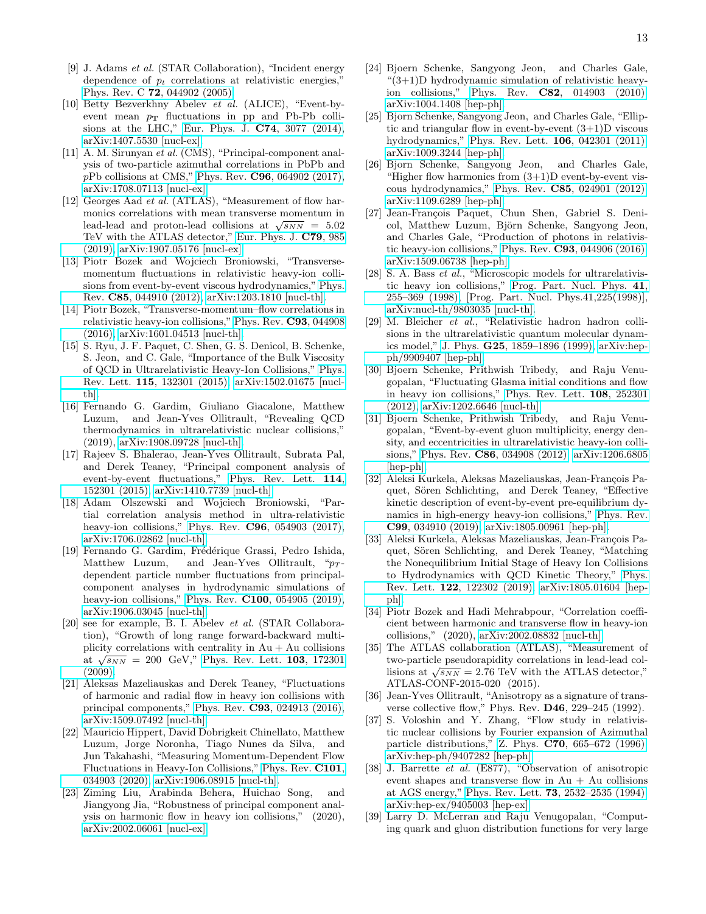[9] J. Adams *et al.* (STAR Collaboration), "Incident energy dependence of $p_t$ correlations at relativistic energies," Phys. Rev. C **72**, 044902 (2005).

[10] Betty Bezverkhny Abelev *et al.* (ALICE), "Event-by-event mean $p_{\mathbf{T}}$ fluctuations in pp and Pb-Pb collisions at the LHC," Eur. Phys. J. **C74**, 3077 (2014), arXiv:1407.5530 [nucl-ex].

[11] A. M. Sirunyan *et al.* (CMS), "Principal-component analysis of two-particle azimuthal correlations in PbPb and *p*Pb collisions at CMS," Phys. Rev. **C96**, 064902 (2017), arXiv:1708.07113 [nucl-ex].

[12] Georges Aad *et al.* (ATLAS), "Measurement of flow harmonics correlations with mean transverse momentum in lead-lead and proton-lead collisions at $\sqrt{s_{NN}} = 5.02$ TeV with the ATLAS detector," Eur. Phys. J. **C79**, 985 (2019), arXiv:1907.05176 [nucl-ex].

[13] Piotr Bozek and Wojciech Broniowski, "Transverse-momentum fluctuations in relativistic heavy-ion collisions from event-by-event viscous hydrodynamics," Phys. Rev. **C85**, 044910 (2012), arXiv:1203.1810 [nucl-th].

[14] Piotr Bozek, "Transverse-momentum–flow correlations in relativistic heavy-ion collisions," Phys. Rev. **C93**, 044908 (2016), arXiv:1601.04513 [nucl-th].

[15] S. Ryu, J. F. Paquet, C. Shen, G. S. Denicol, B. Schenke, S. Jeon, and C. Gale, "Importance of the Bulk Viscosity of QCD in Ultrarelativistic Heavy-Ion Collisions," Phys. Rev. Lett. **115**, 132301 (2015), arXiv:1502.01675 [nucl-th].

[16] Fernando G. Gardim, Giuliano Giacalone, Matthew Luzum, and Jean-Yves Ollitrault, "Revealing QCD thermodynamics in ultrarelativistic nuclear collisions," (2019), arXiv:1908.09728 [nucl-th].

[17] Rajeev S. Bhalerao, Jean-Yves Ollitrault, Subrata Pal, and Derek Teaney, "Principal component analysis of event-by-event fluctuations," Phys. Rev. Lett. **114**, 152301 (2015), arXiv:1410.7739 [nucl-th].

[18] Adam Olszewski and Wojciech Broniowski, "Partial correlation analysis method in ultra-relativistic heavy-ion collisions," Phys. Rev. **C96**, 054903 (2017), arXiv:1706.02862 [nucl-th].

[19] Fernando G. Gardim, Frédérique Grassi, Pedro Ishida, Matthew Luzum, and Jean-Yves Ollitrault, "$p_T$-dependent particle number fluctuations from principal-component analyses in hydrodynamic simulations of heavy-ion collisions," Phys. Rev. **C100**, 054905 (2019), arXiv:1906.03045 [nucl-th].

[20] see for example, B. I. Abelev *et al.* (STAR Collaboration), "Growth of long range forward-backward multiplicity correlations with centrality in Au + Au collisions at $\sqrt{s_{NN}} = 200$ GeV," Phys. Rev. Lett. **103**, 172301 (2009).

[21] Aleksas Mazeliauskas and Derek Teaney, "Fluctuations of harmonic and radial flow in heavy ion collisions with principal components," Phys. Rev. **C93**, 024913 (2016), arXiv:1509.07492 [nucl-th].

[22] Mauricio Hippert, David Dobrigkeit Chinellato, Matthew Luzum, Jorge Noronha, Tiago Nunes da Silva, and Jun Takahashi, "Measuring Momentum-Dependent Flow Fluctuations in Heavy-Ion Collisions," Phys. Rev. **C101**, 034903 (2020), arXiv:1906.08915 [nucl-th].

[23] Ziming Liu, Arabinda Behera, Huichao Song, and Jiangyong Jia, "Robustness of principal component analysis on harmonic flow in heavy ion collisions," (2020), arXiv:2002.06061 [nucl-ex].

[24] Bjoern Schenke, Sangyong Jeon, and Charles Gale, "(3+1)D hydrodynamic simulation of relativistic heavy-ion collisions," Phys. Rev. **C82**, 014903 (2010), arXiv:1004.1408 [hep-ph].

[25] Bjorn Schenke, Sangyong Jeon, and Charles Gale, "Elliptic and triangular flow in event-by-event (3+1)D viscous hydrodynamics," Phys. Rev. Lett. **106**, 042301 (2011), arXiv:1009.3244 [hep-ph].

[26] Bjorn Schenke, Sangyong Jeon, and Charles Gale, "Higher flow harmonics from (3+1)D event-by-event viscous hydrodynamics," Phys. Rev. **C85**, 024901 (2012), arXiv:1109.6289 [hep-ph].

[27] Jean-François Paquet, Chun Shen, Gabriel S. Denicol, Matthew Luzum, Björn Schenke, Sangyong Jeon, and Charles Gale, "Production of photons in relativistic heavy-ion collisions," Phys. Rev. **C93**, 044906 (2016), arXiv:1509.06738 [hep-ph].

[28] S. A. Bass *et al.*, "Microscopic models for ultrarelativistic heavy ion collisions," Prog. Part. Nucl. Phys. **41**, 255–369 (1998), [Prog. Part. Nucl. Phys.41,225(1998)], arXiv:nucl-th/9803035 [nucl-th].

[29] M. Bleicher *et al.*, "Relativistic hadron hadron collisions in the ultrarelativistic quantum molecular dynamics model," J. Phys. **G25**, 1859–1896 (1999), arXiv:hep-ph/9909407 [hep-ph].

[30] Bjoern Schenke, Prithwish Tribedy, and Raju Venugopalan, "Fluctuating Glasma initial conditions and flow in heavy ion collisions," Phys. Rev. Lett. **108**, 252301 (2012), arXiv:1202.6646 [nucl-th].

[31] Bjoern Schenke, Prithwish Tribedy, and Raju Venugopalan, "Event-by-event gluon multiplicity, energy density, and eccentricities in ultrarelativistic heavy-ion collisions," Phys. Rev. **C86**, 034908 (2012), arXiv:1206.6805 [hep-ph].

[32] Aleksi Kurkela, Aleksas Mazeliauskas, Jean-François Paquet, Sören Schlichting, and Derek Teaney, "Effective kinetic description of event-by-event pre-equilibrium dynamics in high-energy heavy-ion collisions," Phys. Rev. **C99**, 034910 (2019), arXiv:1805.00961 [hep-ph].

[33] Aleksi Kurkela, Aleksas Mazeliauskas, Jean-François Paquet, Sören Schlichting, and Derek Teaney, "Matching the Nonequilibrium Initial Stage of Heavy Ion Collisions to Hydrodynamics with QCD Kinetic Theory," Phys. Rev. Lett. **122**, 122302 (2019), arXiv:1805.01604 [hep-ph].

[34] Piotr Bozek and Hadi Mehrabpour, "Correlation coefficient between harmonic and transverse flow in heavy-ion collisions," (2020), arXiv:2002.08832 [nucl-th].

[35] The ATLAS collaboration (ATLAS), "Measurement of two-particle pseudorapidity correlations in lead-lead collisions at $\sqrt{s_{NN}} = 2.76$ TeV with the ATLAS detector," ATLAS-CONF-2015-020 (2015).

[36] Jean-Yves Ollitrault, "Anisotropy as a signature of transverse collective flow," Phys. Rev. **D46**, 229–245 (1992).

[37] S. Voloshin and Y. Zhang, "Flow study in relativistic nuclear collisions by Fourier expansion of Azimuthal particle distributions," Z. Phys. **C70**, 665–672 (1996), arXiv:hep-ph/9407282 [hep-ph].

[38] J. Barrette *et al.* (E877), "Observation of anisotropic event shapes and transverse flow in Au + Au collisions at AGS energy," Phys. Rev. Lett. **73**, 2532–2535 (1994), arXiv:hep-ex/9405003 [hep-ex].

[39] Larry D. McLerran and Raju Venugopalan, "Computing quark and gluon distribution functions for very large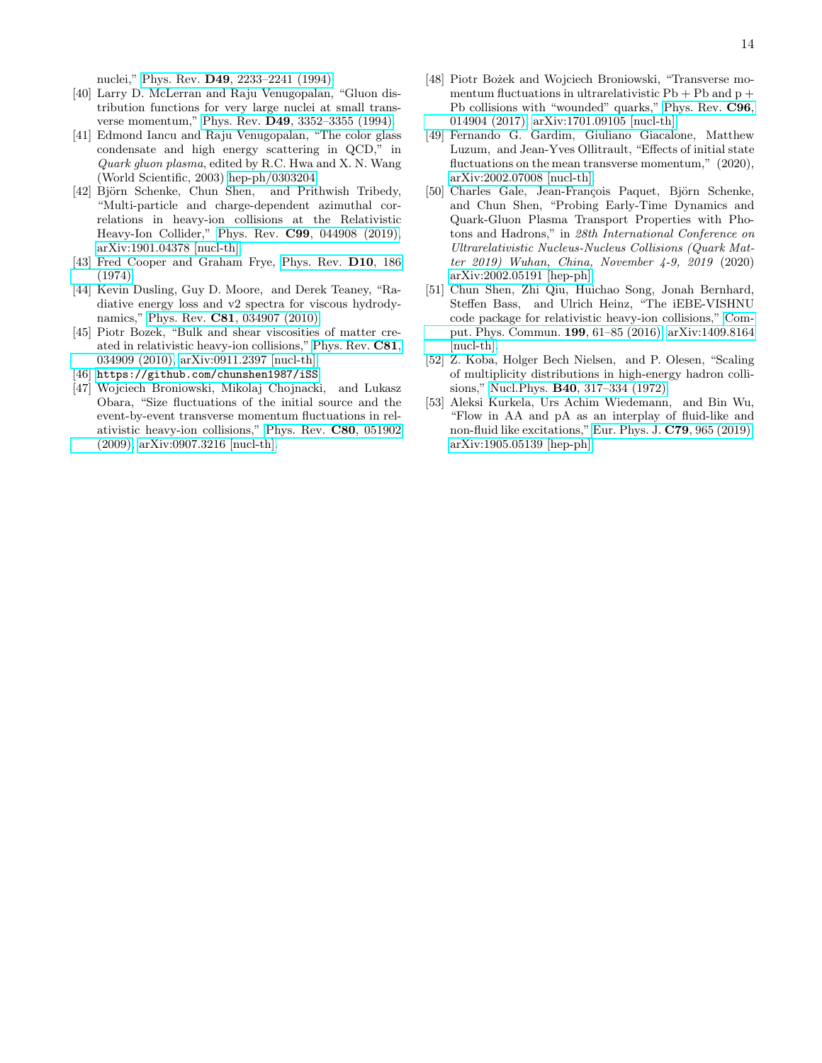nuclei," Phys. Rev. **D49**, 2233–2241 (1994).

[40] Larry D. McLerran and Raju Venugopalan, "Gluon distribution functions for very large nuclei at small transverse momentum," Phys. Rev. **D49**, 3352–3355 (1994).

[41] Edmond Iancu and Raju Venugopalan, "The color glass condensate and high energy scattering in QCD," in *Quark gluon plasma*, edited by R.C. Hwa and X. N. Wang (World Scientific, 2003) hep-ph/0303204.

[42] Björn Schenke, Chun Shen, and Prithwish Tribedy, "Multi-particle and charge-dependent azimuthal correlations in heavy-ion collisions at the Relativistic Heavy-Ion Collider," Phys. Rev. **C99**, 044908 (2019), arXiv:1901.04378 [nucl-th].

[43] Fred Cooper and Graham Frye, Phys. Rev. **D10**, 186 (1974).

[44] Kevin Dusling, Guy D. Moore, and Derek Teaney, "Radiative energy loss and v2 spectra for viscous hydrodynamics," Phys. Rev. **C81**, 034907 (2010).

[45] Piotr Bozek, "Bulk and shear viscosities of matter created in relativistic heavy-ion collisions," Phys. Rev. **C81**, 034909 (2010), arXiv:0911.2397 [nucl-th].

[46] `https://github.com/chunshen1987/iSS`.

[47] Wojciech Broniowski, Mikolaj Chojnacki, and Lukasz Obara, "Size fluctuations of the initial source and the event-by-event transverse momentum fluctuations in relativistic heavy-ion collisions," Phys. Rev. **C80**, 051902 (2009), arXiv:0907.3216 [nucl-th].

[48] Piotr Bożek and Wojciech Broniowski, "Transverse momentum fluctuations in ultrarelativistic Pb + Pb and p + Pb collisions with "wounded" quarks," Phys. Rev. **C96**, 014904 (2017), arXiv:1701.09105 [nucl-th].

[49] Fernando G. Gardim, Giuliano Giacalone, Matthew Luzum, and Jean-Yves Ollitrault, "Effects of initial state fluctuations on the mean transverse momentum," (2020), arXiv:2002.07008 [nucl-th].

[50] Charles Gale, Jean-François Paquet, Björn Schenke, and Chun Shen, "Probing Early-Time Dynamics and Quark-Gluon Plasma Transport Properties with Photons and Hadrons," in *28th International Conference on Ultrarelativistic Nucleus-Nucleus Collisions (Quark Matter 2019) Wuhan, China, November 4-9, 2019* (2020) arXiv:2002.05191 [hep-ph].

[51] Chun Shen, Zhi Qiu, Huichao Song, Jonah Bernhard, Steffen Bass, and Ulrich Heinz, "The iEBE-VISHNU code package for relativistic heavy-ion collisions," Comput. Phys. Commun. **199**, 61–85 (2016), arXiv:1409.8164 [nucl-th].

[52] Z. Koba, Holger Bech Nielsen, and P. Olesen, "Scaling of multiplicity distributions in high-energy hadron collisions," Nucl.Phys. **B40**, 317–334 (1972).

[53] Aleksi Kurkela, Urs Achim Wiedemann, and Bin Wu, "Flow in AA and pA as an interplay of fluid-like and non-fluid like excitations," Eur. Phys. J. **C79**, 965 (2019), arXiv:1905.05139 [hep-ph].